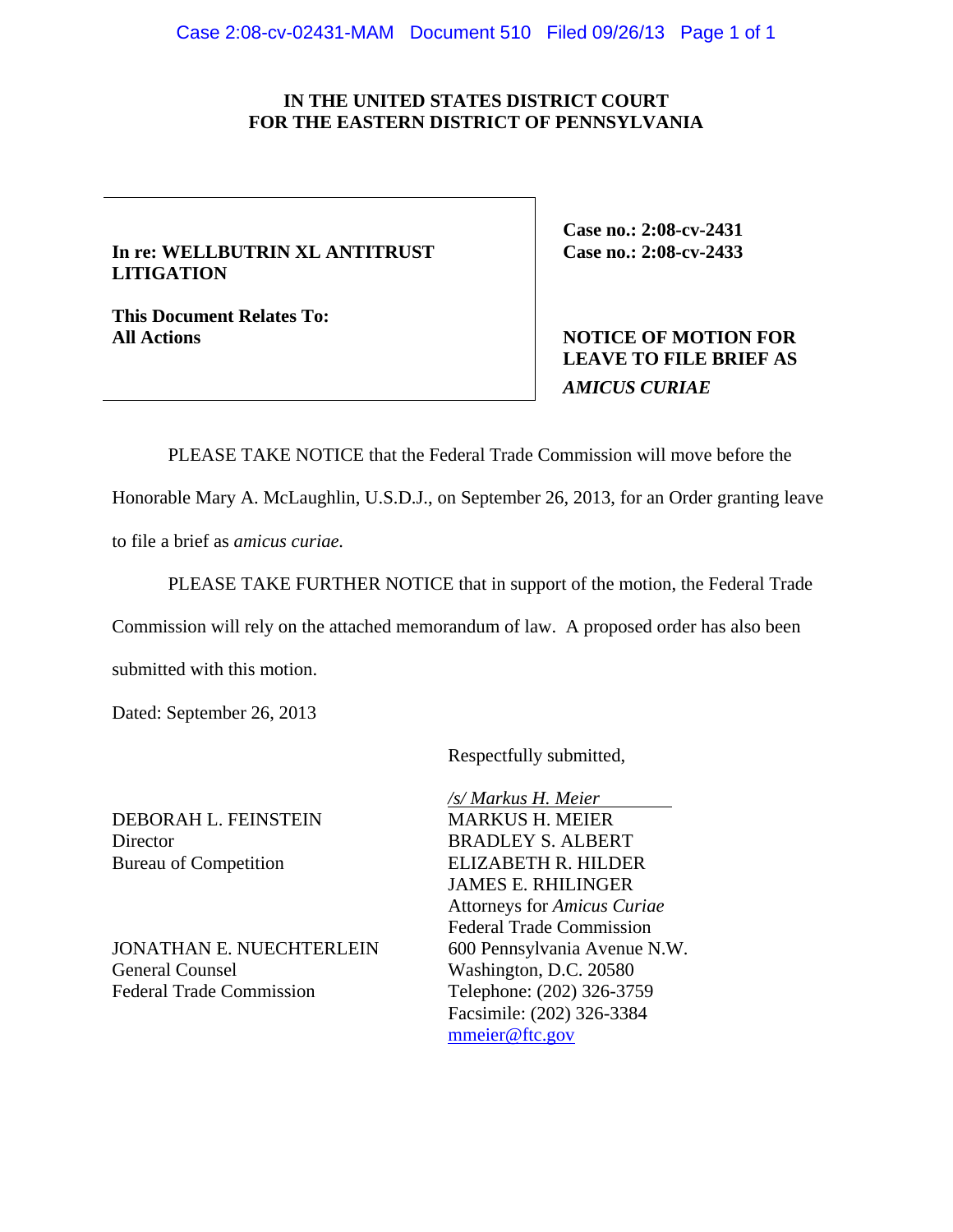**IN THE UNITED STATES DISTRICT COURT**
**FOR THE EASTERN DISTRICT OF PENNSYLVANIA**

| | |
|---|---|
| **In re: WELLBUTRIN XL ANTITRUST LITIGATION**<br><br>**This Document Relates To:**<br>**All Actions** | **Case no.: 2:08-cv-2431**<br>**Case no.: 2:08-cv-2433**<br><br>**NOTICE OF MOTION FOR LEAVE TO FILE BRIEF AS *AMICUS CURIAE*** |

PLEASE TAKE NOTICE that the Federal Trade Commission will move before the Honorable Mary A. McLaughlin, U.S.D.J., on September 26, 2013, for an Order granting leave to file a brief as *amicus curiae.*

PLEASE TAKE FURTHER NOTICE that in support of the motion, the Federal Trade Commission will rely on the attached memorandum of law. A proposed order has also been submitted with this motion.

Dated: September 26, 2013

Respectfully submitted,

*/s/ Markus H. Meier*
MARKUS H. MEIER
BRADLEY S. ALBERT
ELIZABETH R. HILDER
JAMES E. RHILINGER
Attorneys for *Amicus Curiae*
Federal Trade Commission
600 Pennsylvania Avenue N.W.
Washington, D.C. 20580
Telephone: (202) 326-3759
Facsimile: (202) 326-3384
mmeier@ftc.gov

DEBORAH L. FEINSTEIN
Director
Bureau of Competition

JONATHAN E. NUECHTERLEIN
General Counsel
Federal Trade Commission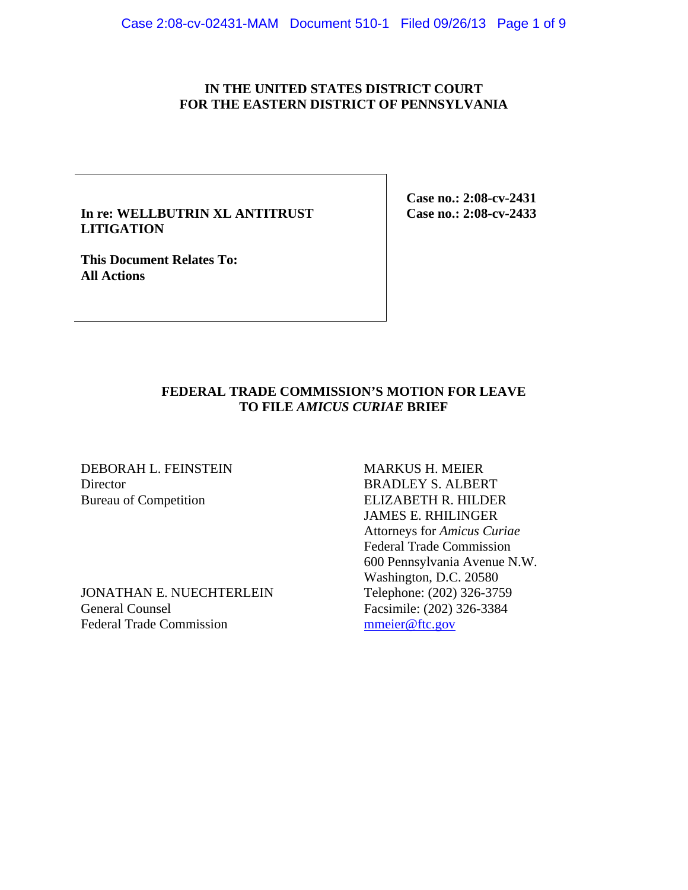**IN THE UNITED STATES DISTRICT COURT**
**FOR THE EASTERN DISTRICT OF PENNSYLVANIA**

| | |
|---|---|
| **In re: WELLBUTRIN XL ANTITRUST LITIGATION**<br><br>**This Document Relates To:**<br>**All Actions** | **Case no.: 2:08-cv-2431**<br>**Case no.: 2:08-cv-2433** |

# FEDERAL TRADE COMMISSION'S MOTION FOR LEAVE TO FILE *AMICUS CURIAE* BRIEF

DEBORAH L. FEINSTEIN
Director
Bureau of Competition

JONATHAN E. NUECHTERLEIN
General Counsel
Federal Trade Commission

MARKUS H. MEIER
BRADLEY S. ALBERT
ELIZABETH R. HILDER
JAMES E. RHILINGER
Attorneys for *Amicus Curiae*
Federal Trade Commission
600 Pennsylvania Avenue N.W.
Washington, D.C. 20580
Telephone: (202) 326-3759
Facsimile: (202) 326-3384
mmeier@ftc.gov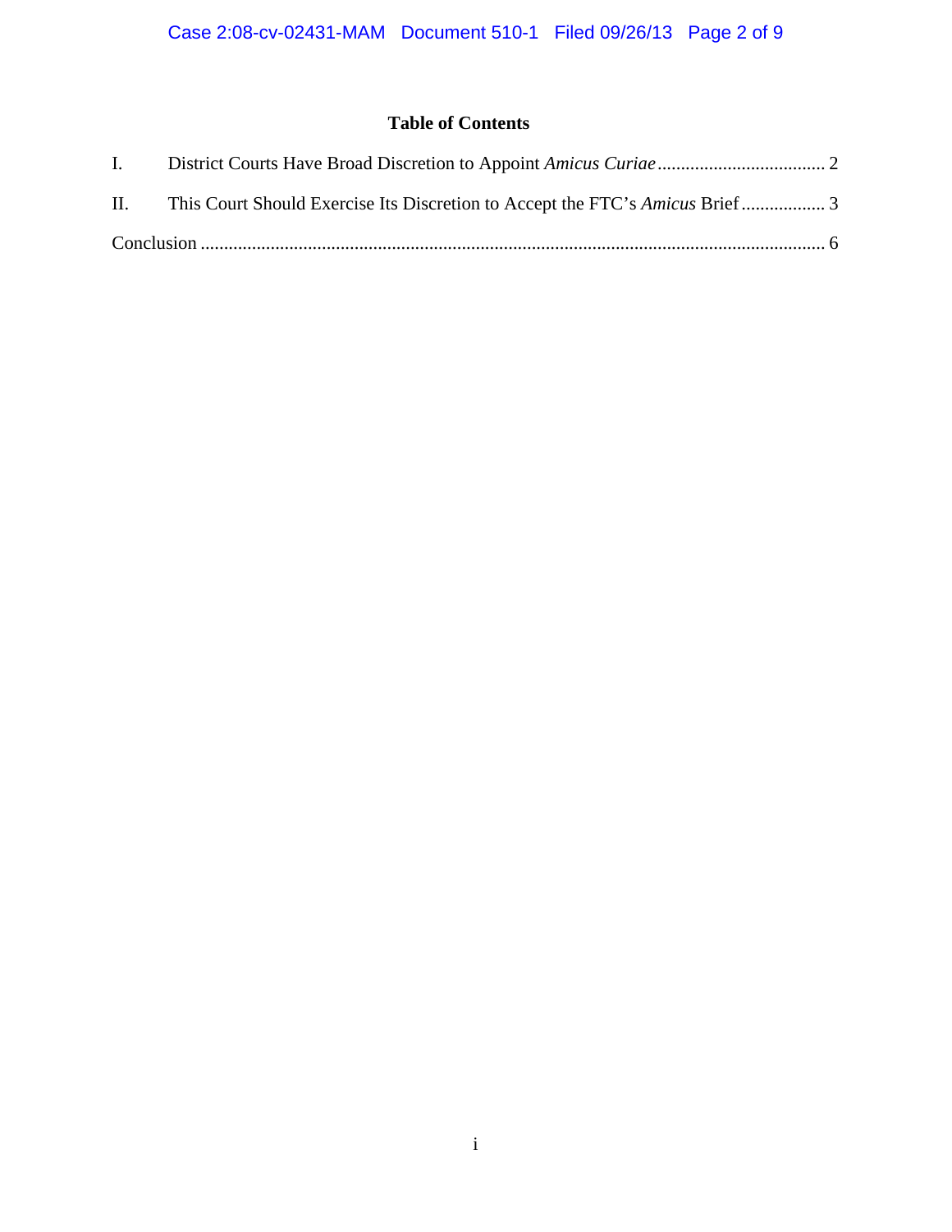# Table of Contents

I. District Courts Have Broad Discretion to Appoint *Amicus Curiae* .................................... 2

II. This Court Should Exercise Its Discretion to Accept the FTC's *Amicus* Brief .................. 3

Conclusion .................................................................................................................... 6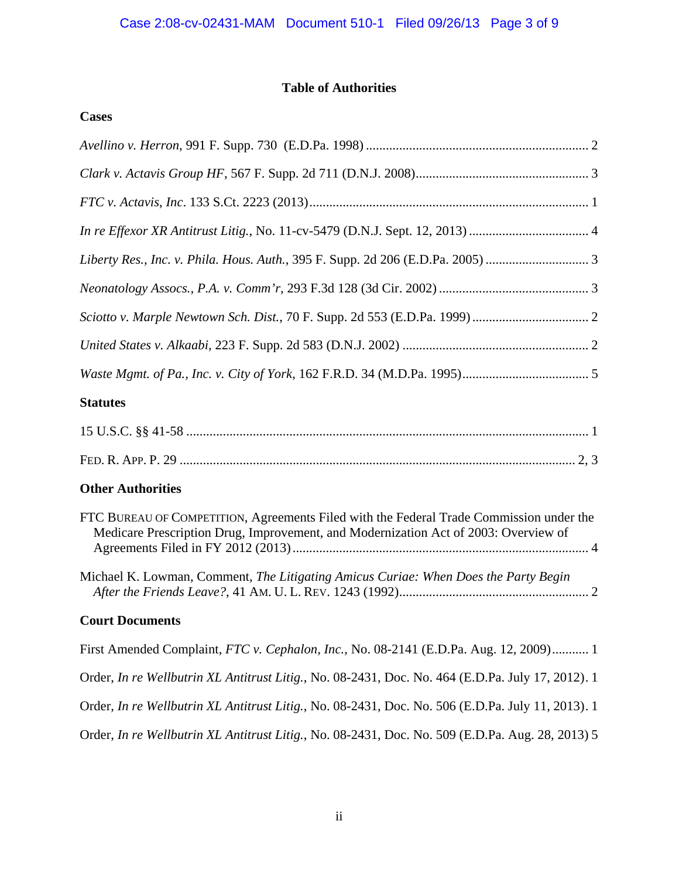# Table of Authorities

## Cases

*Avellino v. Herron*, 991 F. Supp. 730 (E.D.Pa. 1998) .................................................................. 2

*Clark v. Actavis Group HF*, 567 F. Supp. 2d 711 (D.N.J. 2008).................................................... 3

*FTC v. Actavis, Inc*. 133 S.Ct. 2223 (2013).................................................................................... 1

*In re Effexor XR Antitrust Litig.*, No. 11-cv-5479 (D.N.J. Sept. 12, 2013) .................................... 4

*Liberty Res., Inc. v. Phila. Hous. Auth.*, 395 F. Supp. 2d 206 (E.D.Pa. 2005) ............................... 3

*Neonatology Assocs., P.A. v. Comm'r*, 293 F.3d 128 (3d Cir. 2002) ............................................. 3

*Sciotto v. Marple Newtown Sch. Dist.*, 70 F. Supp. 2d 553 (E.D.Pa. 1999) ................................... 2

*United States v. Alkaabi*, 223 F. Supp. 2d 583 (D.N.J. 2002) ........................................................ 2

*Waste Mgmt. of Pa., Inc. v. City of York*, 162 F.R.D. 34 (M.D.Pa. 1995)...................................... 5

## Statutes

15 U.S.C. §§ 41-58 ......................................................................................................................... 1

FED. R. APP. P. 29 ...................................................................................................................... 2, 3

## Other Authorities

FTC BUREAU OF COMPETITION, Agreements Filed with the Federal Trade Commission under the Medicare Prescription Drug, Improvement, and Modernization Act of 2003: Overview of Agreements Filed in FY 2012 (2013) ........................................................................................ 4

Michael K. Lowman, Comment, *The Litigating Amicus Curiae: When Does the Party Begin After the Friends Leave?*, 41 AM. U. L. REV. 1243 (1992)......................................................... 2

## Court Documents

First Amended Complaint, *FTC v. Cephalon, Inc.*, No. 08-2141 (E.D.Pa. Aug. 12, 2009)........... 1

Order, *In re Wellbutrin XL Antitrust Litig.*, No. 08-2431, Doc. No. 464 (E.D.Pa. July 17, 2012). 1

Order, *In re Wellbutrin XL Antitrust Litig.*, No. 08-2431, Doc. No. 506 (E.D.Pa. July 11, 2013). 1

Order, *In re Wellbutrin XL Antitrust Litig.*, No. 08-2431, Doc. No. 509 (E.D.Pa. Aug. 28, 2013) 5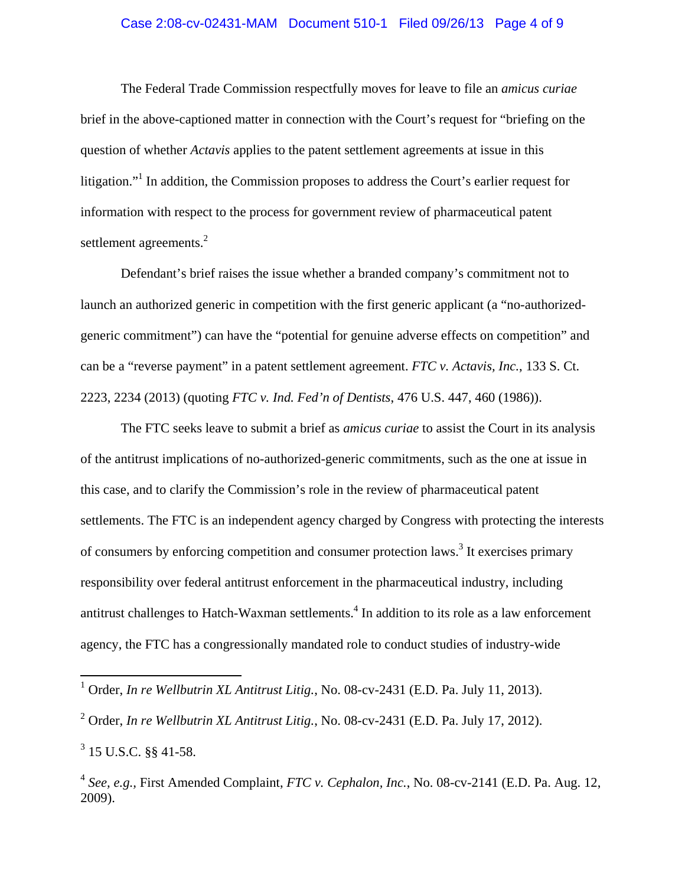The Federal Trade Commission respectfully moves for leave to file an *amicus curiae* brief in the above-captioned matter in connection with the Court's request for "briefing on the question of whether *Actavis* applies to the patent settlement agreements at issue in this litigation."[1] In addition, the Commission proposes to address the Court's earlier request for information with respect to the process for government review of pharmaceutical patent settlement agreements.[2]

Defendant's brief raises the issue whether a branded company's commitment not to launch an authorized generic in competition with the first generic applicant (a "no-authorized-generic commitment") can have the "potential for genuine adverse effects on competition" and can be a "reverse payment" in a patent settlement agreement. *FTC v. Actavis, Inc.*, 133 S. Ct. 2223, 2234 (2013) (quoting *FTC v. Ind. Fed'n of Dentists*, 476 U.S. 447, 460 (1986)).

The FTC seeks leave to submit a brief as *amicus curiae* to assist the Court in its analysis of the antitrust implications of no-authorized-generic commitments, such as the one at issue in this case, and to clarify the Commission's role in the review of pharmaceutical patent settlements. The FTC is an independent agency charged by Congress with protecting the interests of consumers by enforcing competition and consumer protection laws.[3] It exercises primary responsibility over federal antitrust enforcement in the pharmaceutical industry, including antitrust challenges to Hatch-Waxman settlements.[4] In addition to its role as a law enforcement agency, the FTC has a congressionally mandated role to conduct studies of industry-wide

---

[1] Order, *In re Wellbutrin XL Antitrust Litig.*, No. 08-cv-2431 (E.D. Pa. July 11, 2013).

[2] Order, *In re Wellbutrin XL Antitrust Litig.*, No. 08-cv-2431 (E.D. Pa. July 17, 2012).

[3] 15 U.S.C. §§ 41-58.

[4] *See, e.g.*, First Amended Complaint, *FTC v. Cephalon, Inc.*, No. 08-cv-2141 (E.D. Pa. Aug. 12, 2009).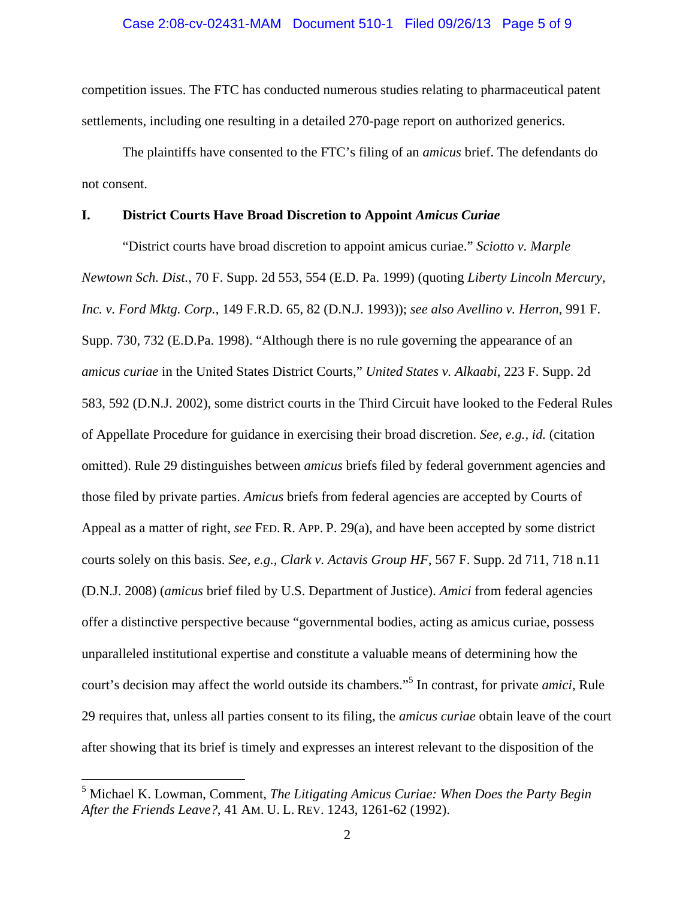competition issues. The FTC has conducted numerous studies relating to pharmaceutical patent settlements, including one resulting in a detailed 270-page report on authorized generics.

The plaintiffs have consented to the FTC's filing of an *amicus* brief. The defendants do not consent.

## I. District Courts Have Broad Discretion to Appoint *Amicus Curiae*

"District courts have broad discretion to appoint amicus curiae." *Sciotto v. Marple Newtown Sch. Dist.*, 70 F. Supp. 2d 553, 554 (E.D. Pa. 1999) (quoting *Liberty Lincoln Mercury, Inc. v. Ford Mktg. Corp.*, 149 F.R.D. 65, 82 (D.N.J. 1993)); *see also Avellino v. Herron*, 991 F. Supp. 730, 732 (E.D.Pa. 1998). "Although there is no rule governing the appearance of an *amicus curiae* in the United States District Courts," *United States v. Alkaabi*, 223 F. Supp. 2d 583, 592 (D.N.J. 2002), some district courts in the Third Circuit have looked to the Federal Rules of Appellate Procedure for guidance in exercising their broad discretion. *See, e.g.*, *id.* (citation omitted). Rule 29 distinguishes between *amicus* briefs filed by federal government agencies and those filed by private parties. *Amicus* briefs from federal agencies are accepted by Courts of Appeal as a matter of right, *see* FED. R. APP. P. 29(a), and have been accepted by some district courts solely on this basis. *See, e.g.*, *Clark v. Actavis Group HF*, 567 F. Supp. 2d 711, 718 n.11 (D.N.J. 2008) (*amicus* brief filed by U.S. Department of Justice). *Amici* from federal agencies offer a distinctive perspective because "governmental bodies, acting as amicus curiae, possess unparalleled institutional expertise and constitute a valuable means of determining how the court's decision may affect the world outside its chambers."[5] In contrast, for private *amici*, Rule 29 requires that, unless all parties consent to its filing, the *amicus curiae* obtain leave of the court after showing that its brief is timely and expresses an interest relevant to the disposition of the

[5] Michael K. Lowman, Comment, *The Litigating Amicus Curiae: When Does the Party Begin After the Friends Leave?*, 41 AM. U. L. REV. 1243, 1261-62 (1992).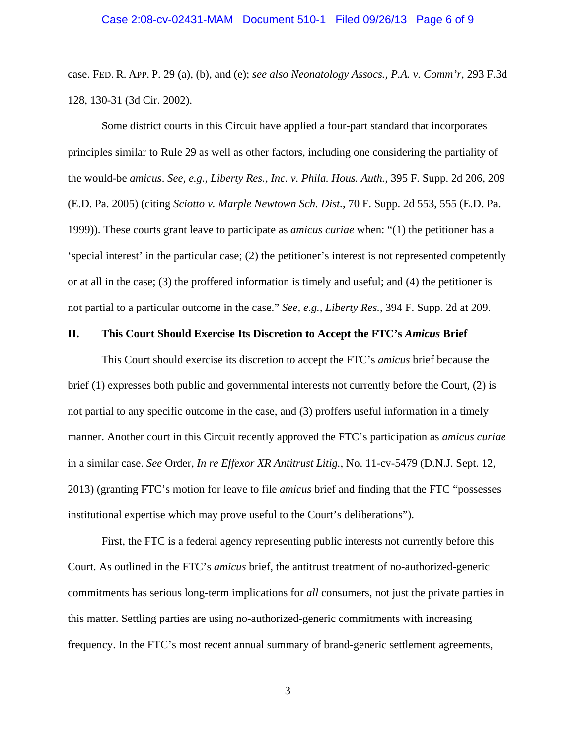case. FED. R. APP. P. 29 (a), (b), and (e); *see also Neonatology Assocs., P.A. v. Comm'r*, 293 F.3d 128, 130-31 (3d Cir. 2002).

Some district courts in this Circuit have applied a four-part standard that incorporates principles similar to Rule 29 as well as other factors, including one considering the partiality of the would-be *amicus*. *See, e.g., Liberty Res., Inc. v. Phila. Hous. Auth.*, 395 F. Supp. 2d 206, 209 (E.D. Pa. 2005) (citing *Sciotto v. Marple Newtown Sch. Dist.*, 70 F. Supp. 2d 553, 555 (E.D. Pa. 1999)). These courts grant leave to participate as *amicus curiae* when: "(1) the petitioner has a 'special interest' in the particular case; (2) the petitioner's interest is not represented competently or at all in the case; (3) the proffered information is timely and useful; and (4) the petitioner is not partial to a particular outcome in the case." *See, e.g., Liberty Res.*, 394 F. Supp. 2d at 209.

## II. This Court Should Exercise Its Discretion to Accept the FTC's *Amicus* Brief

This Court should exercise its discretion to accept the FTC's *amicus* brief because the brief (1) expresses both public and governmental interests not currently before the Court, (2) is not partial to any specific outcome in the case, and (3) proffers useful information in a timely manner. Another court in this Circuit recently approved the FTC's participation as *amicus curiae* in a similar case. *See* Order, *In re Effexor XR Antitrust Litig.*, No. 11-cv-5479 (D.N.J. Sept. 12, 2013) (granting FTC's motion for leave to file *amicus* brief and finding that the FTC "possesses institutional expertise which may prove useful to the Court's deliberations").

First, the FTC is a federal agency representing public interests not currently before this Court. As outlined in the FTC's *amicus* brief, the antitrust treatment of no-authorized-generic commitments has serious long-term implications for *all* consumers, not just the private parties in this matter. Settling parties are using no-authorized-generic commitments with increasing frequency. In the FTC's most recent annual summary of brand-generic settlement agreements,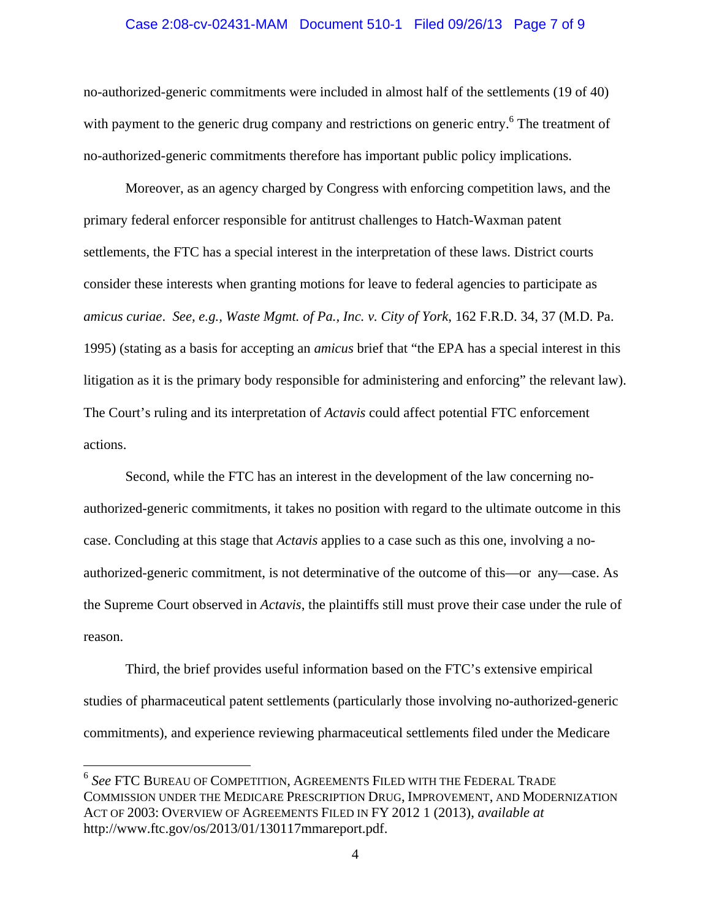no-authorized-generic commitments were included in almost half of the settlements (19 of 40) with payment to the generic drug company and restrictions on generic entry.[6] The treatment of no-authorized-generic commitments therefore has important public policy implications.

Moreover, as an agency charged by Congress with enforcing competition laws, and the primary federal enforcer responsible for antitrust challenges to Hatch-Waxman patent settlements, the FTC has a special interest in the interpretation of these laws. District courts consider these interests when granting motions for leave to federal agencies to participate as *amicus curiae*. *See, e.g.*, *Waste Mgmt. of Pa., Inc. v. City of York*, 162 F.R.D. 34, 37 (M.D. Pa. 1995) (stating as a basis for accepting an *amicus* brief that "the EPA has a special interest in this litigation as it is the primary body responsible for administering and enforcing" the relevant law). The Court's ruling and its interpretation of *Actavis* could affect potential FTC enforcement actions.

Second, while the FTC has an interest in the development of the law concerning no-authorized-generic commitments, it takes no position with regard to the ultimate outcome in this case. Concluding at this stage that *Actavis* applies to a case such as this one, involving a no-authorized-generic commitment, is not determinative of the outcome of this—or any—case. As the Supreme Court observed in *Actavis*, the plaintiffs still must prove their case under the rule of reason.

Third, the brief provides useful information based on the FTC's extensive empirical studies of pharmaceutical patent settlements (particularly those involving no-authorized-generic commitments), and experience reviewing pharmaceutical settlements filed under the Medicare

---

[6] *See* FTC Bureau of Competition, Agreements Filed with the Federal Trade Commission under the Medicare Prescription Drug, Improvement, and Modernization Act of 2003: Overview of Agreements Filed in FY 2012 1 (2013), *available at* http://www.ftc.gov/os/2013/01/130117mmareport.pdf.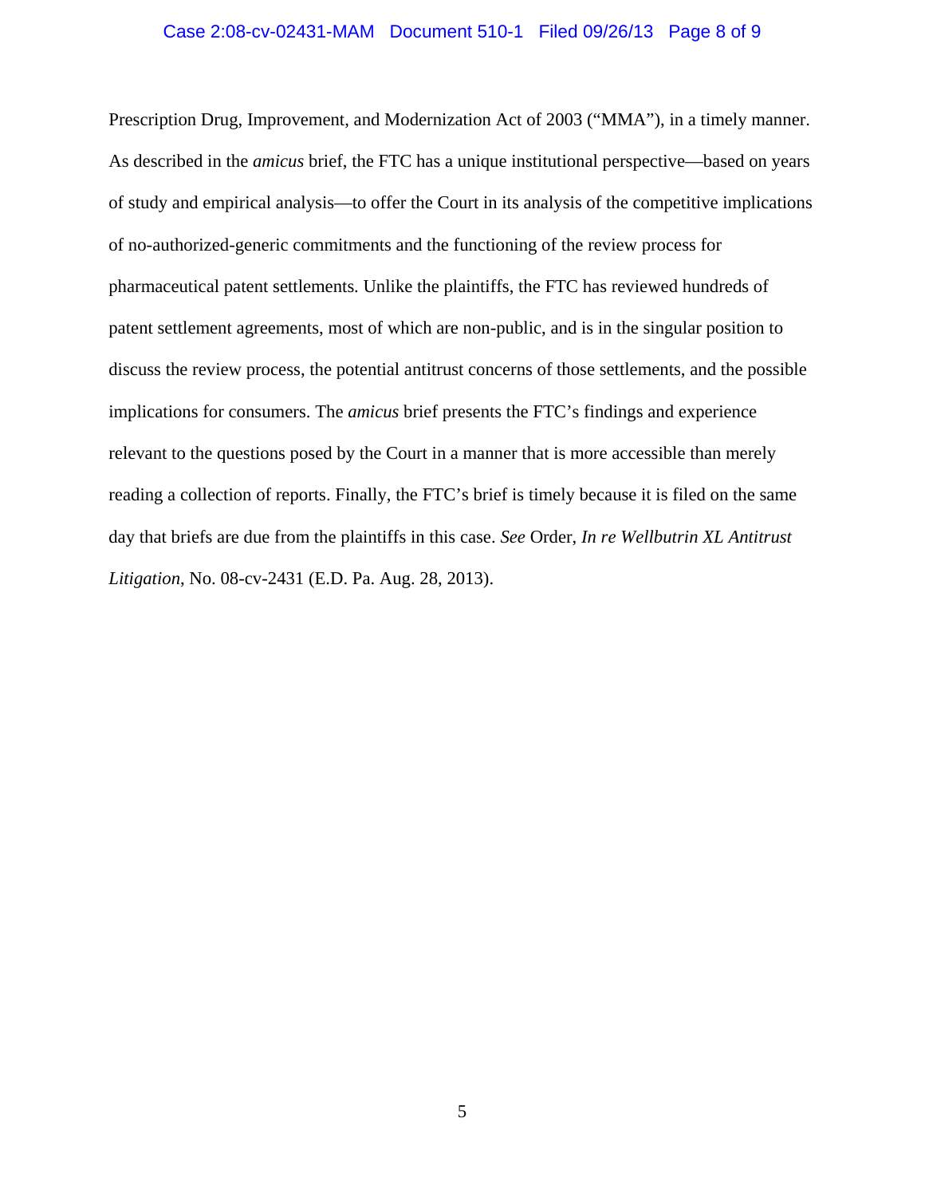Prescription Drug, Improvement, and Modernization Act of 2003 ("MMA"), in a timely manner. As described in the *amicus* brief, the FTC has a unique institutional perspective—based on years of study and empirical analysis—to offer the Court in its analysis of the competitive implications of no-authorized-generic commitments and the functioning of the review process for pharmaceutical patent settlements. Unlike the plaintiffs, the FTC has reviewed hundreds of patent settlement agreements, most of which are non-public, and is in the singular position to discuss the review process, the potential antitrust concerns of those settlements, and the possible implications for consumers. The *amicus* brief presents the FTC's findings and experience relevant to the questions posed by the Court in a manner that is more accessible than merely reading a collection of reports. Finally, the FTC's brief is timely because it is filed on the same day that briefs are due from the plaintiffs in this case. *See* Order, *In re Wellbutrin XL Antitrust Litigation*, No. 08-cv-2431 (E.D. Pa. Aug. 28, 2013).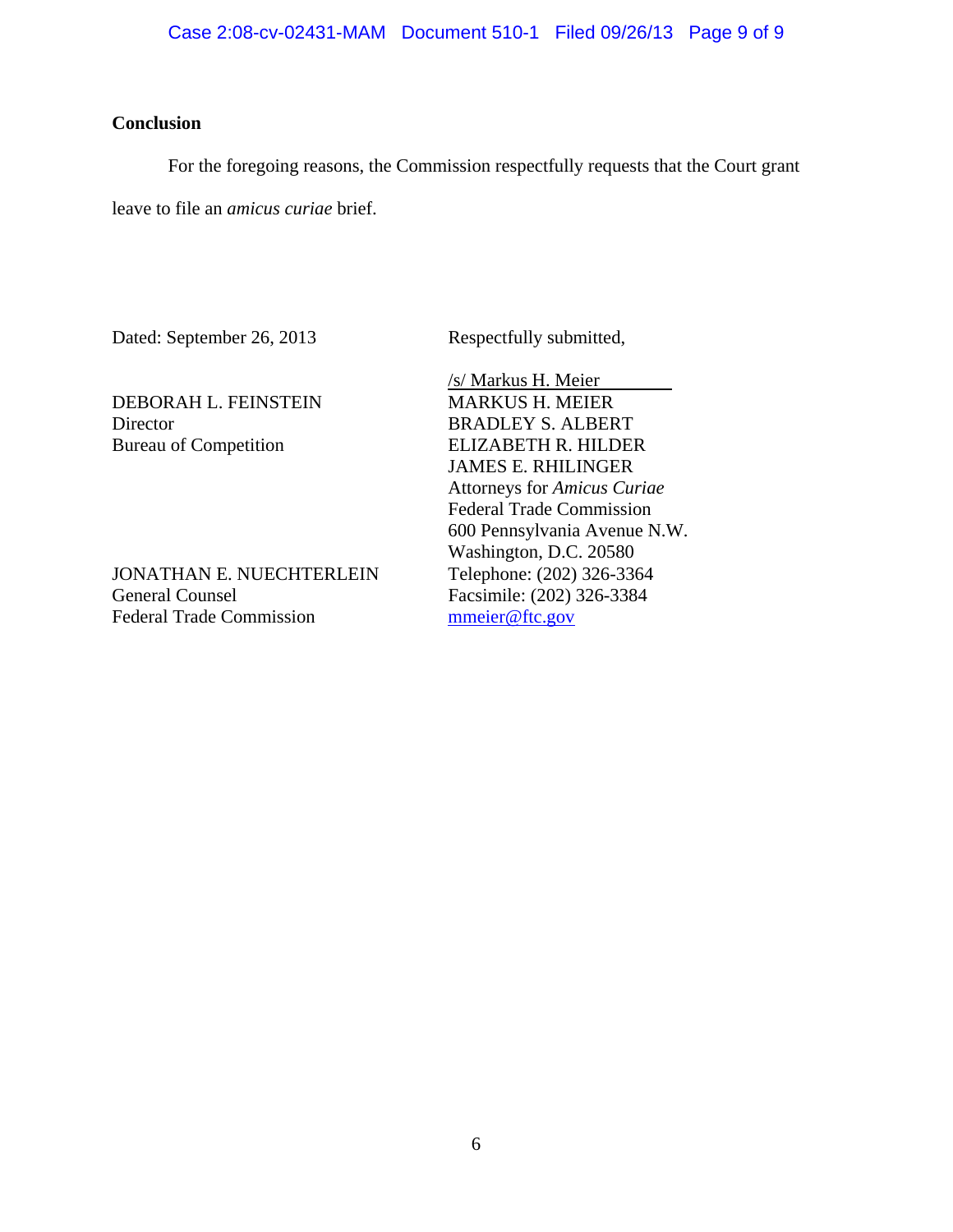## Conclusion

For the foregoing reasons, the Commission respectfully requests that the Court grant leave to file an *amicus curiae* brief.

Dated: September 26, 2013

Respectfully submitted,

/s/ Markus H. Meier
MARKUS H. MEIER
BRADLEY S. ALBERT
ELIZABETH R. HILDER
JAMES E. RHILINGER
Attorneys for *Amicus Curiae*
Federal Trade Commission
600 Pennsylvania Avenue N.W.
Washington, D.C. 20580
Telephone: (202) 326-3364
Facsimile: (202) 326-3384
mmeier@ftc.gov

DEBORAH L. FEINSTEIN
Director
Bureau of Competition

JONATHAN E. NUECHTERLEIN
General Counsel
Federal Trade Commission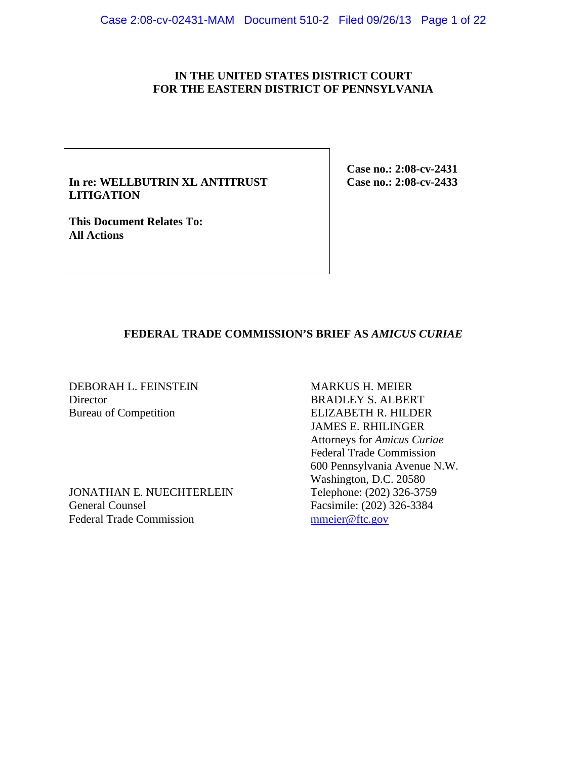# IN THE UNITED STATES DISTRICT COURT FOR THE EASTERN DISTRICT OF PENNSYLVANIA

| | |
|---|---|
| **In re: WELLBUTRIN XL ANTITRUST LITIGATION**<br><br>**This Document Relates To: All Actions** | **Case no.: 2:08-cv-2431**<br>**Case no.: 2:08-cv-2433** |

## FEDERAL TRADE COMMISSION'S BRIEF AS *AMICUS CURIAE*

DEBORAH L. FEINSTEIN
Director
Bureau of Competition

JONATHAN E. NUECHTERLEIN
General Counsel
Federal Trade Commission

MARKUS H. MEIER
BRADLEY S. ALBERT
ELIZABETH R. HILDER
JAMES E. RHILINGER
Attorneys for *Amicus Curiae*
Federal Trade Commission
600 Pennsylvania Avenue N.W.
Washington, D.C. 20580
Telephone: (202) 326-3759
Facsimile: (202) 326-3384
mmeier@ftc.gov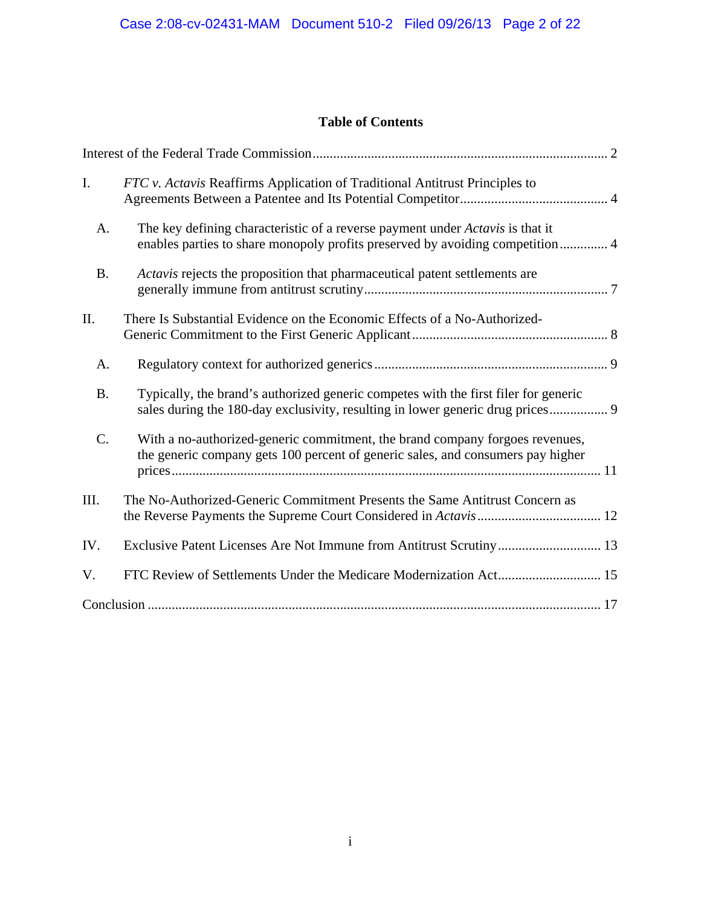## Table of Contents

Interest of the Federal Trade Commission ........................................................................................ 2

I. *FTC v. Actavis* Reaffirms Application of Traditional Antitrust Principles to Agreements Between a Patentee and Its Potential Competitor ........................................... 4

   A. The key defining characteristic of a reverse payment under *Actavis* is that it enables parties to share monopoly profits preserved by avoiding competition .............. 4

   B. *Actavis* rejects the proposition that pharmaceutical patent settlements are generally immune from antitrust scrutiny ....................................................................... 7

II. There Is Substantial Evidence on the Economic Effects of a No-Authorized-Generic Commitment to the First Generic Applicant ......................................................... 8

   A. Regulatory context for authorized generics .................................................................... 9

   B. Typically, the brand's authorized generic competes with the first filer for generic sales during the 180-day exclusivity, resulting in lower generic drug prices ................ 9

   C. With a no-authorized-generic commitment, the brand company forgoes revenues, the generic company gets 100 percent of generic sales, and consumers pay higher prices ............................................................................................................................. 11

III. The No-Authorized-Generic Commitment Presents the Same Antitrust Concern as the Reverse Payments the Supreme Court Considered in *Actavis* .................................... 12

IV. Exclusive Patent Licenses Are Not Immune from Antitrust Scrutiny .............................. 13

V. FTC Review of Settlements Under the Medicare Modernization Act .............................. 15

Conclusion ....................................................................................................................................... 17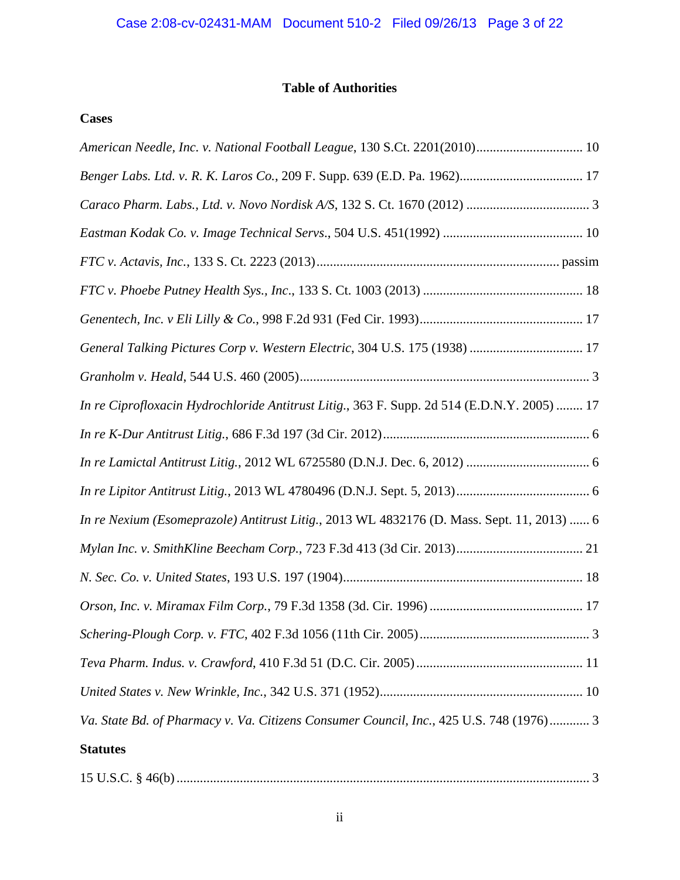## Table of Authorities

### Cases

*American Needle, Inc. v. National Football League*, 130 S.Ct. 2201(2010)................................ 10

*Benger Labs. Ltd. v. R. K. Laros Co.*, 209 F. Supp. 639 (E.D. Pa. 1962).................................... 17

*Caraco Pharm. Labs., Ltd. v. Novo Nordisk A/S*, 132 S. Ct. 1670 (2012) ..................................... 3

*Eastman Kodak Co. v. Image Technical Servs*., 504 U.S. 451(1992) .......................................... 10

*FTC v. Actavis, Inc.*, 133 S. Ct. 2223 (2013)......................................................................... passim

*FTC v. Phoebe Putney Health Sys., Inc.*, 133 S. Ct. 1003 (2013) ................................................ 18

*Genentech, Inc. v Eli Lilly & Co.*, 998 F.2d 931 (Fed Cir. 1993)................................................. 17

*General Talking Pictures Corp v. Western Electric*, 304 U.S. 175 (1938) ................................. 17

*Granholm v. Heald*, 544 U.S. 460 (2005)........................................................................................ 3

*In re Ciprofloxacin Hydrochloride Antitrust Litig.*, 363 F. Supp. 2d 514 (E.D.N.Y. 2005) ........ 17

*In re K-Dur Antitrust Litig.*, 686 F.3d 197 (3d Cir. 2012).............................................................. 6

*In re Lamictal Antitrust Litig.*, 2012 WL 6725580 (D.N.J. Dec. 6, 2012) ..................................... 6

*In re Lipitor Antitrust Litig.*, 2013 WL 4780496 (D.N.J. Sept. 5, 2013)........................................ 6

*In re Nexium (Esomeprazole) Antitrust Litig.*, 2013 WL 4832176 (D. Mass. Sept. 11, 2013) ...... 6

*Mylan Inc. v. SmithKline Beecham Corp.*, 723 F.3d 413 (3d Cir. 2013)...................................... 21

*N. Sec. Co. v. United States*, 193 U.S. 197 (1904)....................................................................... 18

*Orson, Inc. v. Miramax Film Corp.*, 79 F.3d 1358 (3d. Cir. 1996) ............................................. 17

*Schering-Plough Corp. v. FTC*, 402 F.3d 1056 (11th Cir. 2005)................................................... 3

*Teva Pharm. Indus. v. Crawford*, 410 F.3d 51 (D.C. Cir. 2005)................................................. 11

*United States v. New Wrinkle, Inc.*, 342 U.S. 371 (1952)............................................................ 10

*Va. State Bd. of Pharmacy v. Va. Citizens Consumer Council, Inc.*, 425 U.S. 748 (1976)............ 3

### Statutes

15 U.S.C. § 46(b) ........................................................................................................................... 3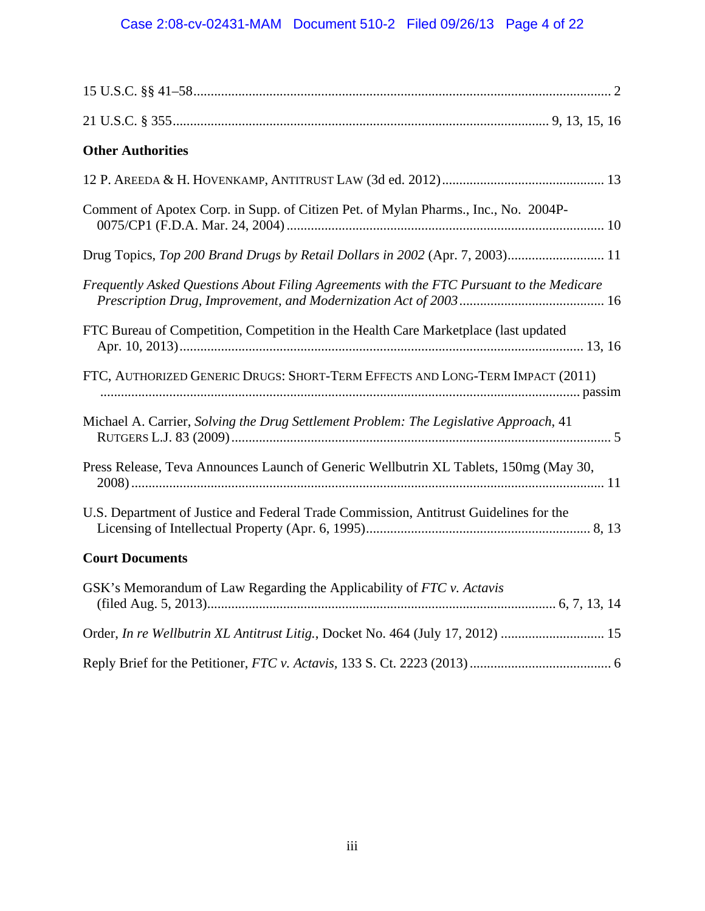15 U.S.C. §§ 41–58 .......... 2

21 U.S.C. § 355 .......... 9, 13, 15, 16

**Other Authorities**

12 P. Areeda & H. Hovenkamp, Antitrust Law (3d ed. 2012) .......... 13

Comment of Apotex Corp. in Supp. of Citizen Pet. of Mylan Pharms., Inc., No. 2004P-0075/CP1 (F.D.A. Mar. 24, 2004) .......... 10

Drug Topics, *Top 200 Brand Drugs by Retail Dollars in 2002* (Apr. 7, 2003) .......... 11

*Frequently Asked Questions About Filing Agreements with the FTC Pursuant to the Medicare Prescription Drug, Improvement, and Modernization Act of 2003* .......... 16

FTC Bureau of Competition, Competition in the Health Care Marketplace (last updated Apr. 10, 2013) .......... 13, 16

FTC, Authorized Generic Drugs: Short-Term Effects and Long-Term Impact (2011) .......... passim

Michael A. Carrier, *Solving the Drug Settlement Problem: The Legislative Approach*, 41 Rutgers L.J. 83 (2009) .......... 5

Press Release, Teva Announces Launch of Generic Wellbutrin XL Tablets, 150mg (May 30, 2008) .......... 11

U.S. Department of Justice and Federal Trade Commission, Antitrust Guidelines for the Licensing of Intellectual Property (Apr. 6, 1995) .......... 8, 13

**Court Documents**

GSK's Memorandum of Law Regarding the Applicability of *FTC v. Actavis* (filed Aug. 5, 2013) .......... 6, 7, 13, 14

Order, *In re Wellbutrin XL Antitrust Litig.*, Docket No. 464 (July 17, 2012) .......... 15

Reply Brief for the Petitioner, *FTC v. Actavis*, 133 S. Ct. 2223 (2013) .......... 6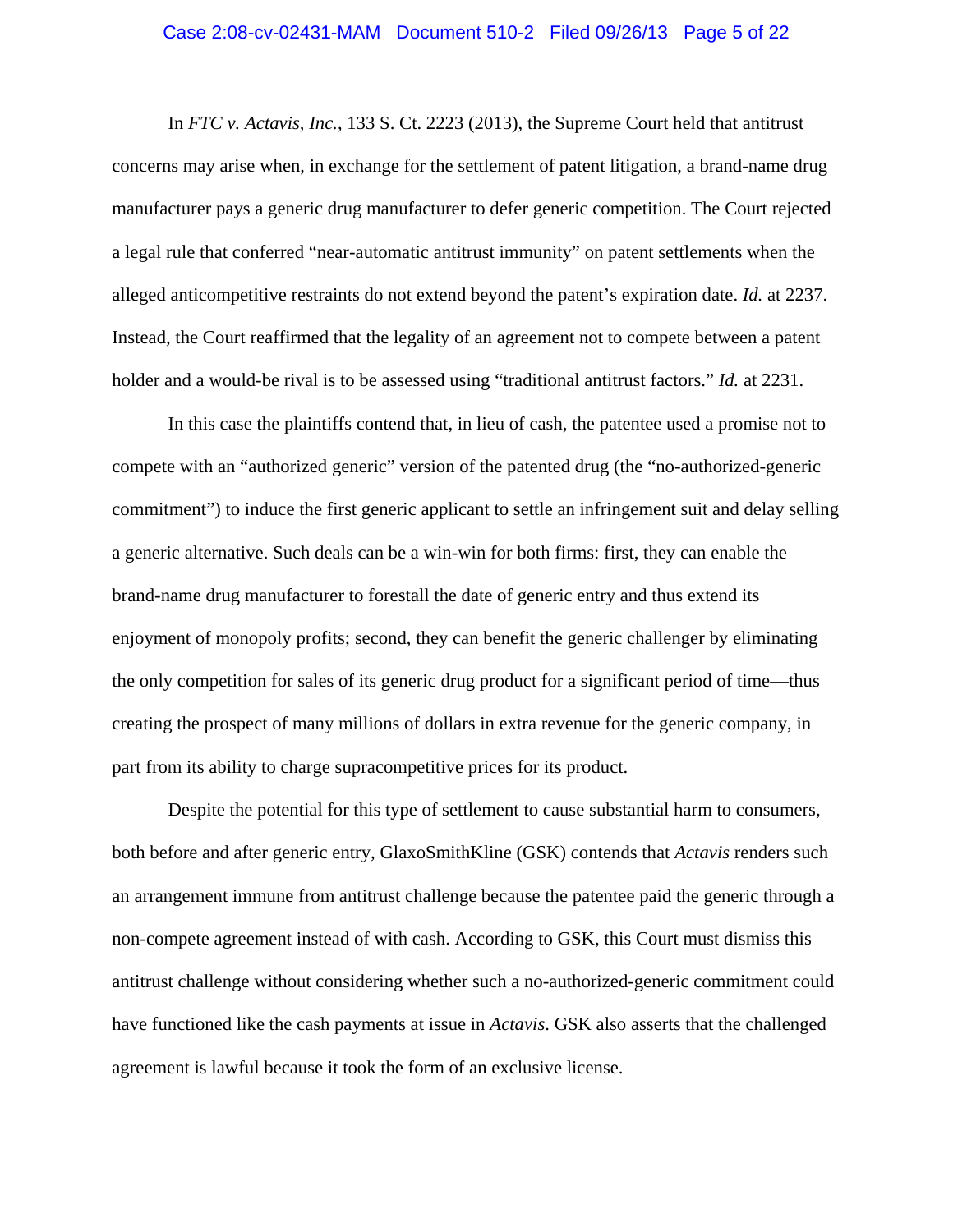In *FTC v. Actavis, Inc.*, 133 S. Ct. 2223 (2013), the Supreme Court held that antitrust concerns may arise when, in exchange for the settlement of patent litigation, a brand-name drug manufacturer pays a generic drug manufacturer to defer generic competition. The Court rejected a legal rule that conferred "near-automatic antitrust immunity" on patent settlements when the alleged anticompetitive restraints do not extend beyond the patent's expiration date. *Id.* at 2237. Instead, the Court reaffirmed that the legality of an agreement not to compete between a patent holder and a would-be rival is to be assessed using "traditional antitrust factors." *Id.* at 2231.

In this case the plaintiffs contend that, in lieu of cash, the patentee used a promise not to compete with an "authorized generic" version of the patented drug (the "no-authorized-generic commitment") to induce the first generic applicant to settle an infringement suit and delay selling a generic alternative. Such deals can be a win-win for both firms: first, they can enable the brand-name drug manufacturer to forestall the date of generic entry and thus extend its enjoyment of monopoly profits; second, they can benefit the generic challenger by eliminating the only competition for sales of its generic drug product for a significant period of time—thus creating the prospect of many millions of dollars in extra revenue for the generic company, in part from its ability to charge supracompetitive prices for its product.

Despite the potential for this type of settlement to cause substantial harm to consumers, both before and after generic entry, GlaxoSmithKline (GSK) contends that *Actavis* renders such an arrangement immune from antitrust challenge because the patentee paid the generic through a non-compete agreement instead of with cash. According to GSK, this Court must dismiss this antitrust challenge without considering whether such a no-authorized-generic commitment could have functioned like the cash payments at issue in *Actavis*. GSK also asserts that the challenged agreement is lawful because it took the form of an exclusive license.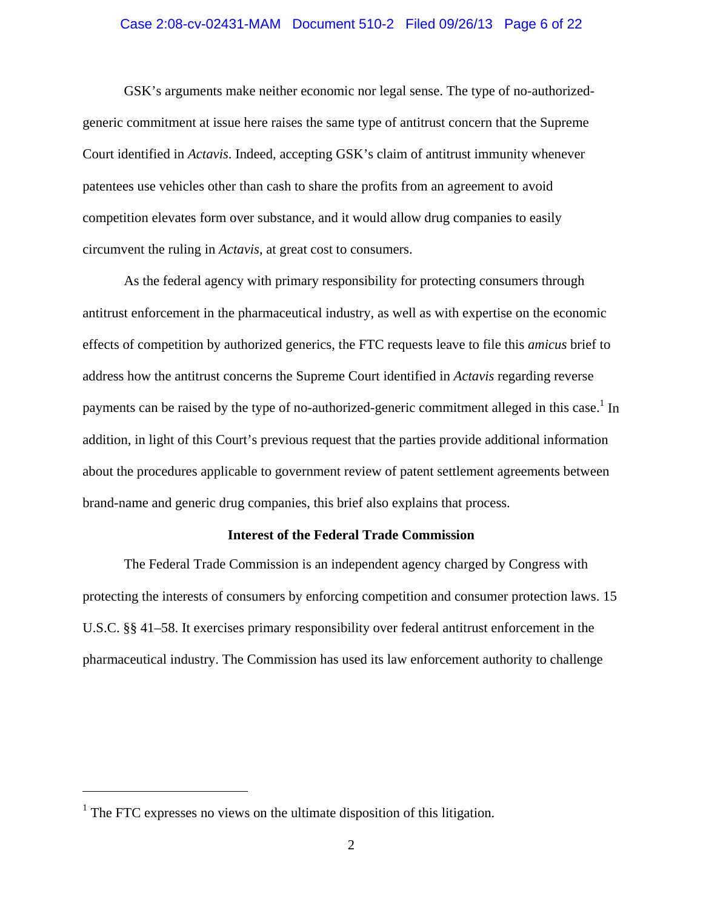GSK's arguments make neither economic nor legal sense. The type of no-authorized-generic commitment at issue here raises the same type of antitrust concern that the Supreme Court identified in *Actavis*. Indeed, accepting GSK's claim of antitrust immunity whenever patentees use vehicles other than cash to share the profits from an agreement to avoid competition elevates form over substance, and it would allow drug companies to easily circumvent the ruling in *Actavis*, at great cost to consumers.

As the federal agency with primary responsibility for protecting consumers through antitrust enforcement in the pharmaceutical industry, as well as with expertise on the economic effects of competition by authorized generics, the FTC requests leave to file this *amicus* brief to address how the antitrust concerns the Supreme Court identified in *Actavis* regarding reverse payments can be raised by the type of no-authorized-generic commitment alleged in this case.[1] In addition, in light of this Court's previous request that the parties provide additional information about the procedures applicable to government review of patent settlement agreements between brand-name and generic drug companies, this brief also explains that process.

**Interest of the Federal Trade Commission**

The Federal Trade Commission is an independent agency charged by Congress with protecting the interests of consumers by enforcing competition and consumer protection laws. 15 U.S.C. §§ 41–58. It exercises primary responsibility over federal antitrust enforcement in the pharmaceutical industry. The Commission has used its law enforcement authority to challenge

[1] The FTC expresses no views on the ultimate disposition of this litigation.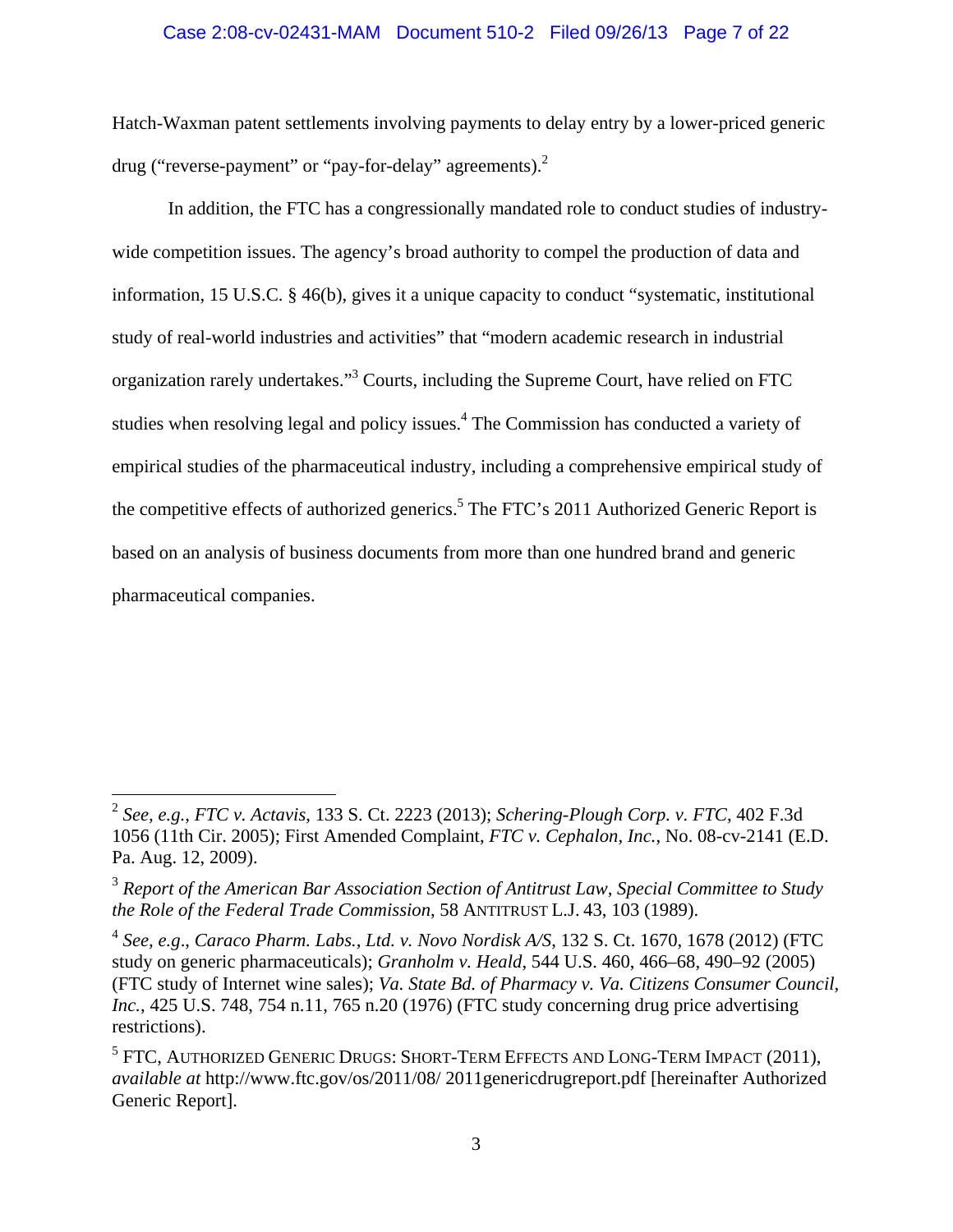Hatch-Waxman patent settlements involving payments to delay entry by a lower-priced generic drug ("reverse-payment" or "pay-for-delay" agreements).[2]

In addition, the FTC has a congressionally mandated role to conduct studies of industry-wide competition issues. The agency's broad authority to compel the production of data and information, 15 U.S.C. § 46(b), gives it a unique capacity to conduct "systematic, institutional study of real-world industries and activities" that "modern academic research in industrial organization rarely undertakes."[3] Courts, including the Supreme Court, have relied on FTC studies when resolving legal and policy issues.[4] The Commission has conducted a variety of empirical studies of the pharmaceutical industry, including a comprehensive empirical study of the competitive effects of authorized generics.[5] The FTC's 2011 Authorized Generic Report is based on an analysis of business documents from more than one hundred brand and generic pharmaceutical companies.

---

[2] *See, e.g.*, *FTC v. Actavis*, 133 S. Ct. 2223 (2013); *Schering-Plough Corp. v. FTC*, 402 F.3d 1056 (11th Cir. 2005); First Amended Complaint, *FTC v. Cephalon, Inc.*, No. 08-cv-2141 (E.D. Pa. Aug. 12, 2009).

[3] *Report of the American Bar Association Section of Antitrust Law, Special Committee to Study the Role of the Federal Trade Commission*, 58 ANTITRUST L.J. 43, 103 (1989).

[4] *See, e.g.*, *Caraco Pharm. Labs., Ltd. v. Novo Nordisk A/S*, 132 S. Ct. 1670, 1678 (2012) (FTC study on generic pharmaceuticals); *Granholm v. Heald*, 544 U.S. 460, 466–68, 490–92 (2005) (FTC study of Internet wine sales); *Va. State Bd. of Pharmacy v. Va. Citizens Consumer Council, Inc.*, 425 U.S. 748, 754 n.11, 765 n.20 (1976) (FTC study concerning drug price advertising restrictions).

[5] FTC, AUTHORIZED GENERIC DRUGS: SHORT-TERM EFFECTS AND LONG-TERM IMPACT (2011), *available at* http://www.ftc.gov/os/2011/08/ 2011genericdrugreport.pdf [hereinafter Authorized Generic Report].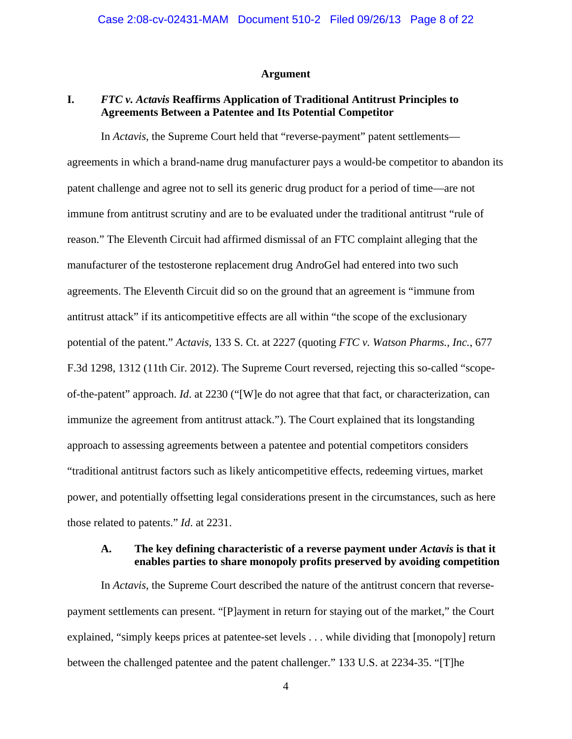## Argument

### I. *FTC v. Actavis* Reaffirms Application of Traditional Antitrust Principles to Agreements Between a Patentee and Its Potential Competitor

In *Actavis*, the Supreme Court held that "reverse-payment" patent settlements—agreements in which a brand-name drug manufacturer pays a would-be competitor to abandon its patent challenge and agree not to sell its generic drug product for a period of time—are not immune from antitrust scrutiny and are to be evaluated under the traditional antitrust "rule of reason." The Eleventh Circuit had affirmed dismissal of an FTC complaint alleging that the manufacturer of the testosterone replacement drug AndroGel had entered into two such agreements. The Eleventh Circuit did so on the ground that an agreement is "immune from antitrust attack" if its anticompetitive effects are all within "the scope of the exclusionary potential of the patent." *Actavis*, 133 S. Ct. at 2227 (quoting *FTC v. Watson Pharms., Inc.*, 677 F.3d 1298, 1312 (11th Cir. 2012). The Supreme Court reversed, rejecting this so-called "scope-of-the-patent" approach. *Id*. at 2230 ("[W]e do not agree that that fact, or characterization, can immunize the agreement from antitrust attack."). The Court explained that its longstanding approach to assessing agreements between a patentee and potential competitors considers "traditional antitrust factors such as likely anticompetitive effects, redeeming virtues, market power, and potentially offsetting legal considerations present in the circumstances, such as here those related to patents." *Id*. at 2231.

#### A. The key defining characteristic of a reverse payment under *Actavis* is that it enables parties to share monopoly profits preserved by avoiding competition

In *Actavis*, the Supreme Court described the nature of the antitrust concern that reverse-payment settlements can present. "[P]ayment in return for staying out of the market," the Court explained, "simply keeps prices at patentee-set levels . . . while dividing that [monopoly] return between the challenged patentee and the patent challenger." 133 U.S. at 2234-35. "[T]he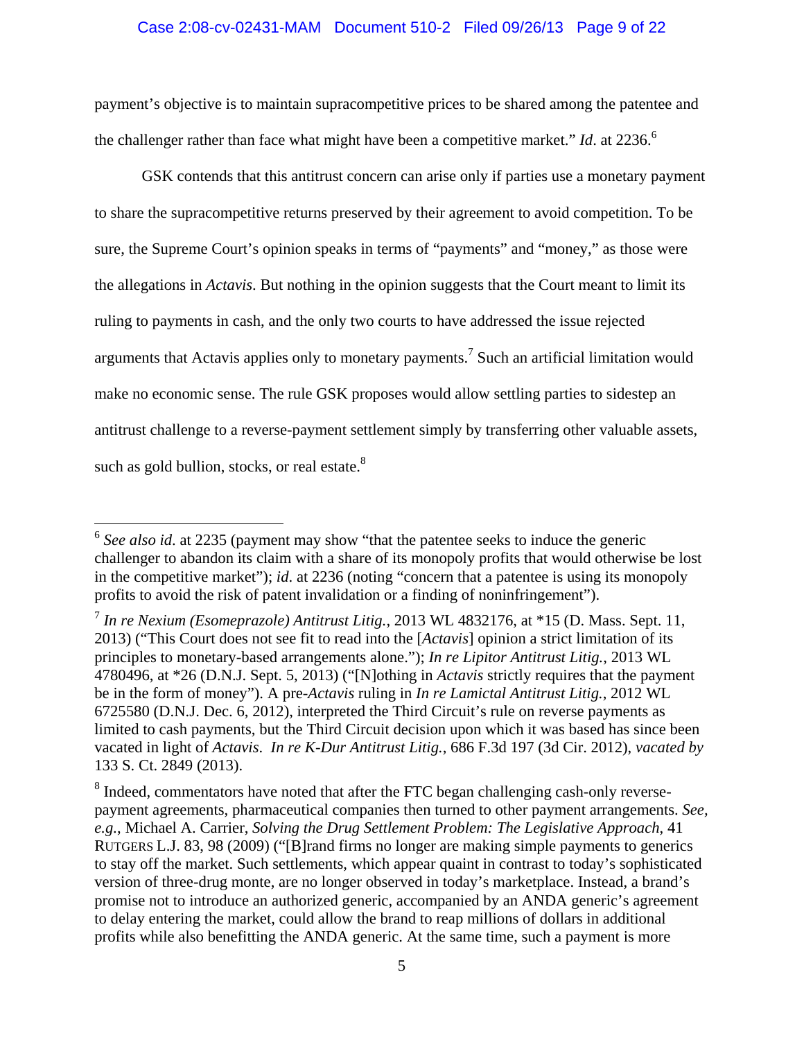payment's objective is to maintain supracompetitive prices to be shared among the patentee and the challenger rather than face what might have been a competitive market." *Id*. at 2236.[6]

GSK contends that this antitrust concern can arise only if parties use a monetary payment to share the supracompetitive returns preserved by their agreement to avoid competition. To be sure, the Supreme Court's opinion speaks in terms of "payments" and "money," as those were the allegations in *Actavis*. But nothing in the opinion suggests that the Court meant to limit its ruling to payments in cash, and the only two courts to have addressed the issue rejected arguments that Actavis applies only to monetary payments.[7] Such an artificial limitation would make no economic sense. The rule GSK proposes would allow settling parties to sidestep an antitrust challenge to a reverse-payment settlement simply by transferring other valuable assets, such as gold bullion, stocks, or real estate.[8]

---

[6] *See also id*. at 2235 (payment may show "that the patentee seeks to induce the generic challenger to abandon its claim with a share of its monopoly profits that would otherwise be lost in the competitive market"); *id*. at 2236 (noting "concern that a patentee is using its monopoly profits to avoid the risk of patent invalidation or a finding of noninfringement").

[7] *In re Nexium (Esomeprazole) Antitrust Litig.*, 2013 WL 4832176, at *15 (D. Mass. Sept. 11, 2013) ("This Court does not see fit to read into the [*Actavis*] opinion a strict limitation of its principles to monetary-based arrangements alone."); *In re Lipitor Antitrust Litig.*, 2013 WL 4780496, at *26 (D.N.J. Sept. 5, 2013) ("[N]othing in *Actavis* strictly requires that the payment be in the form of money"). A pre-*Actavis* ruling in *In re Lamictal Antitrust Litig.*, 2012 WL 6725580 (D.N.J. Dec. 6, 2012), interpreted the Third Circuit's rule on reverse payments as limited to cash payments, but the Third Circuit decision upon which it was based has since been vacated in light of *Actavis*. *In re K-Dur Antitrust Litig.*, 686 F.3d 197 (3d Cir. 2012), *vacated by* 133 S. Ct. 2849 (2013).

[8] Indeed, commentators have noted that after the FTC began challenging cash-only reverse-payment agreements, pharmaceutical companies then turned to other payment arrangements. *See, e.g.*, Michael A. Carrier, *Solving the Drug Settlement Problem: The Legislative Approach*, 41 RUTGERS L.J. 83, 98 (2009) ("[B]rand firms no longer are making simple payments to generics to stay off the market. Such settlements, which appear quaint in contrast to today's sophisticated version of three-drug monte, are no longer observed in today's marketplace. Instead, a brand's promise not to introduce an authorized generic, accompanied by an ANDA generic's agreement to delay entering the market, could allow the brand to reap millions of dollars in additional profits while also benefitting the ANDA generic. At the same time, such a payment is more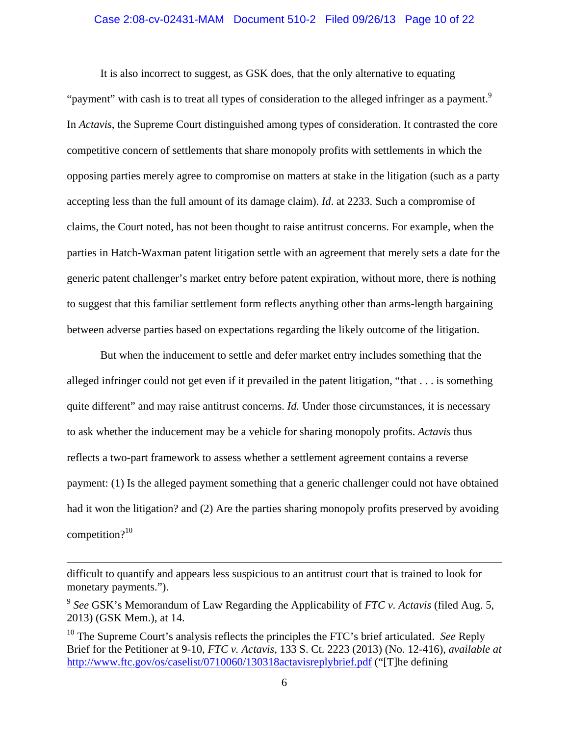It is also incorrect to suggest, as GSK does, that the only alternative to equating "payment" with cash is to treat all types of consideration to the alleged infringer as a payment.[9] In *Actavis*, the Supreme Court distinguished among types of consideration. It contrasted the core competitive concern of settlements that share monopoly profits with settlements in which the opposing parties merely agree to compromise on matters at stake in the litigation (such as a party accepting less than the full amount of its damage claim). *Id*. at 2233. Such a compromise of claims, the Court noted, has not been thought to raise antitrust concerns. For example, when the parties in Hatch-Waxman patent litigation settle with an agreement that merely sets a date for the generic patent challenger's market entry before patent expiration, without more, there is nothing to suggest that this familiar settlement form reflects anything other than arms-length bargaining between adverse parties based on expectations regarding the likely outcome of the litigation.

But when the inducement to settle and defer market entry includes something that the alleged infringer could not get even if it prevailed in the patent litigation, "that . . . is something quite different" and may raise antitrust concerns. *Id.* Under those circumstances, it is necessary to ask whether the inducement may be a vehicle for sharing monopoly profits. *Actavis* thus reflects a two-part framework to assess whether a settlement agreement contains a reverse payment: (1) Is the alleged payment something that a generic challenger could not have obtained had it won the litigation? and (2) Are the parties sharing monopoly profits preserved by avoiding competition?[10]

---

difficult to quantify and appears less suspicious to an antitrust court that is trained to look for monetary payments.").

[9] *See* GSK's Memorandum of Law Regarding the Applicability of *FTC v. Actavis* (filed Aug. 5, 2013) (GSK Mem.), at 14.

[10] The Supreme Court's analysis reflects the principles the FTC's brief articulated. *See* Reply Brief for the Petitioner at 9-10, *FTC v. Actavis*, 133 S. Ct. 2223 (2013) (No. 12-416), *available at* http://www.ftc.gov/os/caselist/0710060/130318actavisreplybrief.pdf ("[T]he defining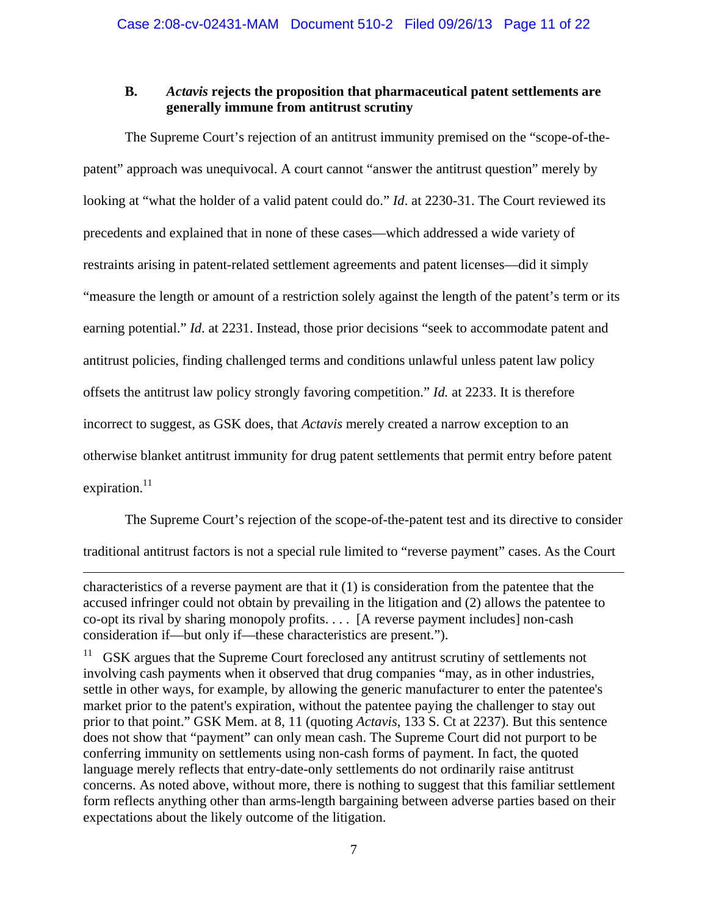### B. *Actavis* rejects the proposition that pharmaceutical patent settlements are generally immune from antitrust scrutiny

The Supreme Court's rejection of an antitrust immunity premised on the "scope-of-the-patent" approach was unequivocal. A court cannot "answer the antitrust question" merely by looking at "what the holder of a valid patent could do." *Id*. at 2230-31. The Court reviewed its precedents and explained that in none of these cases—which addressed a wide variety of restraints arising in patent-related settlement agreements and patent licenses—did it simply "measure the length or amount of a restriction solely against the length of the patent's term or its earning potential." *Id*. at 2231. Instead, those prior decisions "seek to accommodate patent and antitrust policies, finding challenged terms and conditions unlawful unless patent law policy offsets the antitrust law policy strongly favoring competition." *Id.* at 2233. It is therefore incorrect to suggest, as GSK does, that *Actavis* merely created a narrow exception to an otherwise blanket antitrust immunity for drug patent settlements that permit entry before patent expiration.[11]

The Supreme Court's rejection of the scope-of-the-patent test and its directive to consider traditional antitrust factors is not a special rule limited to "reverse payment" cases. As the Court

---

characteristics of a reverse payment are that it (1) is consideration from the patentee that the accused infringer could not obtain by prevailing in the litigation and (2) allows the patentee to co-opt its rival by sharing monopoly profits. . . . [A reverse payment includes] non-cash consideration if—but only if—these characteristics are present.").

[11] GSK argues that the Supreme Court foreclosed any antitrust scrutiny of settlements not involving cash payments when it observed that drug companies "may, as in other industries, settle in other ways, for example, by allowing the generic manufacturer to enter the patentee's market prior to the patent's expiration, without the patentee paying the challenger to stay out prior to that point." GSK Mem. at 8, 11 (quoting *Actavis*, 133 S. Ct at 2237). But this sentence does not show that "payment" can only mean cash. The Supreme Court did not purport to be conferring immunity on settlements using non-cash forms of payment. In fact, the quoted language merely reflects that entry-date-only settlements do not ordinarily raise antitrust concerns. As noted above, without more, there is nothing to suggest that this familiar settlement form reflects anything other than arms-length bargaining between adverse parties based on their expectations about the likely outcome of the litigation.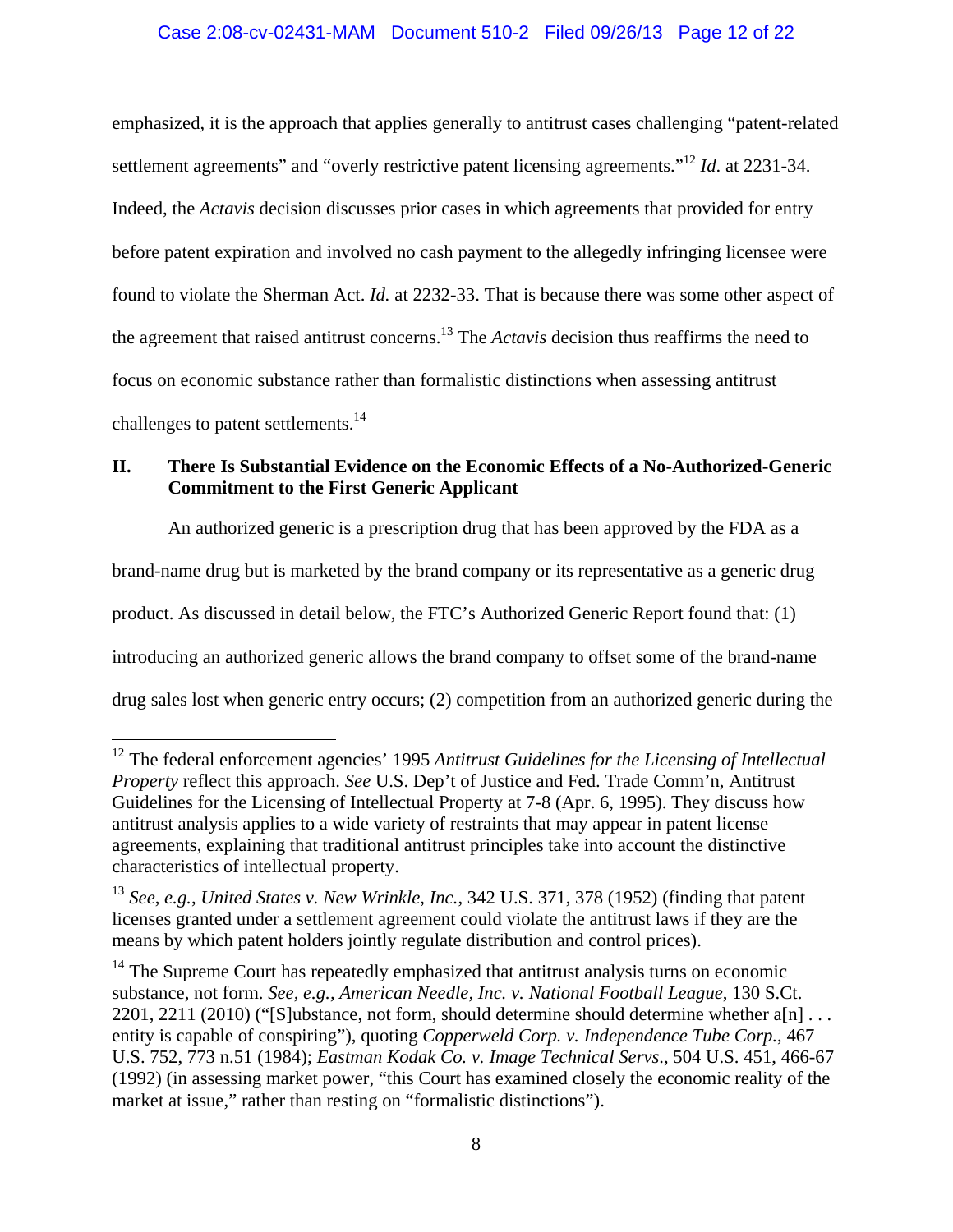emphasized, it is the approach that applies generally to antitrust cases challenging "patent-related settlement agreements" and "overly restrictive patent licensing agreements."[12] *Id.* at 2231-34. Indeed, the *Actavis* decision discusses prior cases in which agreements that provided for entry before patent expiration and involved no cash payment to the allegedly infringing licensee were found to violate the Sherman Act. *Id.* at 2232-33. That is because there was some other aspect of the agreement that raised antitrust concerns.[13] The *Actavis* decision thus reaffirms the need to focus on economic substance rather than formalistic distinctions when assessing antitrust challenges to patent settlements.[14]

## II. There Is Substantial Evidence on the Economic Effects of a No-Authorized-Generic Commitment to the First Generic Applicant

An authorized generic is a prescription drug that has been approved by the FDA as a brand-name drug but is marketed by the brand company or its representative as a generic drug product. As discussed in detail below, the FTC's Authorized Generic Report found that: (1) introducing an authorized generic allows the brand company to offset some of the brand-name drug sales lost when generic entry occurs; (2) competition from an authorized generic during the

---

[12] The federal enforcement agencies' 1995 *Antitrust Guidelines for the Licensing of Intellectual Property* reflect this approach. *See* U.S. Dep't of Justice and Fed. Trade Comm'n, Antitrust Guidelines for the Licensing of Intellectual Property at 7-8 (Apr. 6, 1995). They discuss how antitrust analysis applies to a wide variety of restraints that may appear in patent license agreements, explaining that traditional antitrust principles take into account the distinctive characteristics of intellectual property.

[13] *See, e.g.*, *United States v. New Wrinkle, Inc.*, 342 U.S. 371, 378 (1952) (finding that patent licenses granted under a settlement agreement could violate the antitrust laws if they are the means by which patent holders jointly regulate distribution and control prices).

[14] The Supreme Court has repeatedly emphasized that antitrust analysis turns on economic substance, not form. *See, e.g.*, *American Needle, Inc. v. National Football League*, 130 S.Ct. 2201, 2211 (2010) ("[S]ubstance, not form, should determine should determine whether a[n] . . . entity is capable of conspiring"), quoting *Copperweld Corp. v. Independence Tube Corp.*, 467 U.S. 752, 773 n.51 (1984); *Eastman Kodak Co. v. Image Technical Servs*., 504 U.S. 451, 466-67 (1992) (in assessing market power, "this Court has examined closely the economic reality of the market at issue," rather than resting on "formalistic distinctions").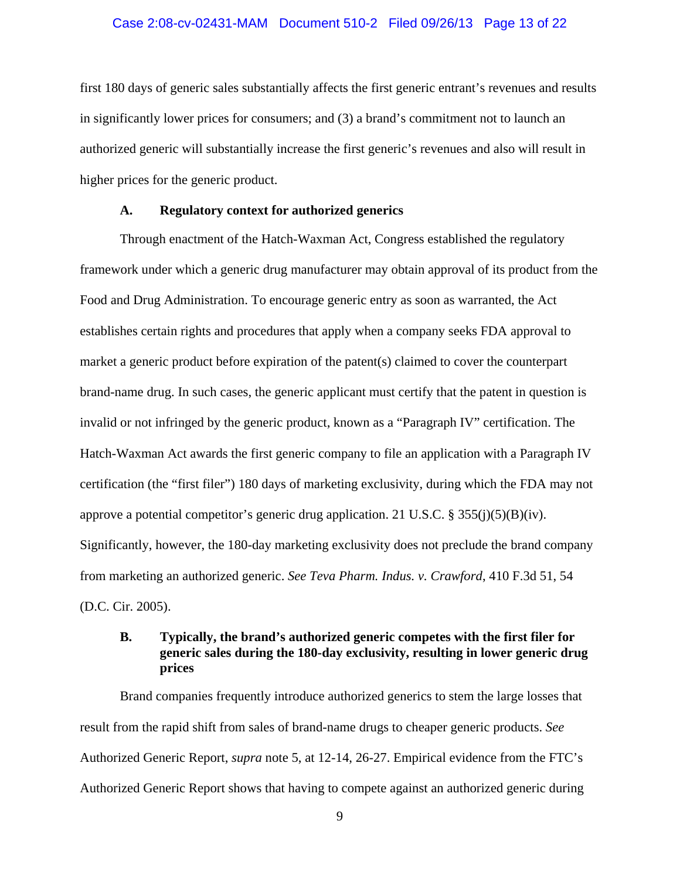first 180 days of generic sales substantially affects the first generic entrant's revenues and results in significantly lower prices for consumers; and (3) a brand's commitment not to launch an authorized generic will substantially increase the first generic's revenues and also will result in higher prices for the generic product.

### A. Regulatory context for authorized generics

Through enactment of the Hatch-Waxman Act, Congress established the regulatory framework under which a generic drug manufacturer may obtain approval of its product from the Food and Drug Administration. To encourage generic entry as soon as warranted, the Act establishes certain rights and procedures that apply when a company seeks FDA approval to market a generic product before expiration of the patent(s) claimed to cover the counterpart brand-name drug. In such cases, the generic applicant must certify that the patent in question is invalid or not infringed by the generic product, known as a "Paragraph IV" certification. The Hatch-Waxman Act awards the first generic company to file an application with a Paragraph IV certification (the "first filer") 180 days of marketing exclusivity, during which the FDA may not approve a potential competitor's generic drug application. 21 U.S.C. § 355(j)(5)(B)(iv). Significantly, however, the 180-day marketing exclusivity does not preclude the brand company from marketing an authorized generic. *See Teva Pharm. Indus. v. Crawford*, 410 F.3d 51, 54 (D.C. Cir. 2005).

### B. Typically, the brand's authorized generic competes with the first filer for generic sales during the 180-day exclusivity, resulting in lower generic drug prices

Brand companies frequently introduce authorized generics to stem the large losses that result from the rapid shift from sales of brand-name drugs to cheaper generic products. *See* Authorized Generic Report, *supra* note 5, at 12-14, 26-27. Empirical evidence from the FTC's Authorized Generic Report shows that having to compete against an authorized generic during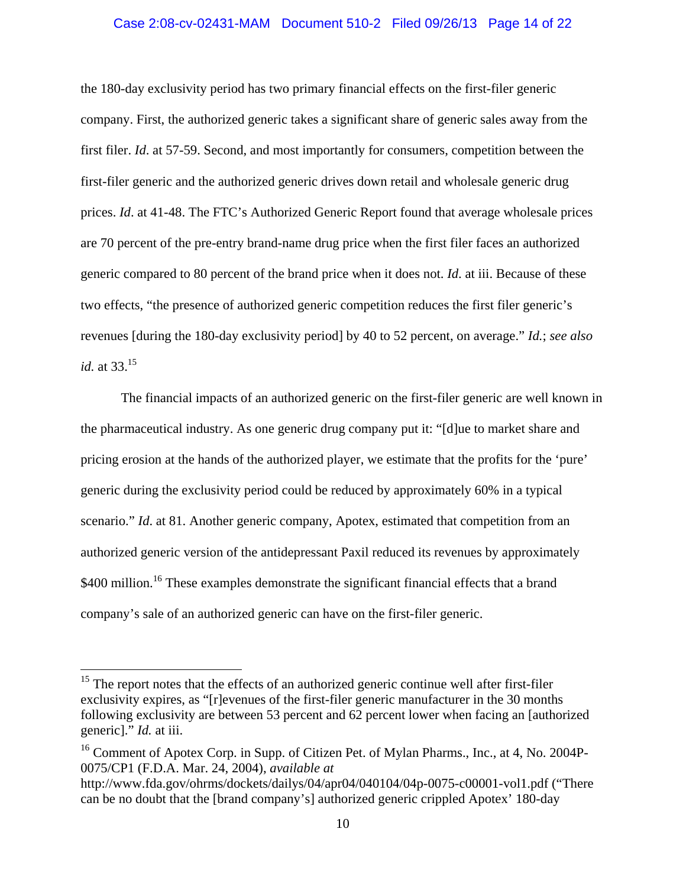the 180-day exclusivity period has two primary financial effects on the first-filer generic company. First, the authorized generic takes a significant share of generic sales away from the first filer. *Id*. at 57-59. Second, and most importantly for consumers, competition between the first-filer generic and the authorized generic drives down retail and wholesale generic drug prices. *Id*. at 41-48. The FTC's Authorized Generic Report found that average wholesale prices are 70 percent of the pre-entry brand-name drug price when the first filer faces an authorized generic compared to 80 percent of the brand price when it does not. *Id*. at iii. Because of these two effects, "the presence of authorized generic competition reduces the first filer generic's revenues [during the 180-day exclusivity period] by 40 to 52 percent, on average." *Id.*; *see also id.* at 33.[15]

The financial impacts of an authorized generic on the first-filer generic are well known in the pharmaceutical industry. As one generic drug company put it: "[d]ue to market share and pricing erosion at the hands of the authorized player, we estimate that the profits for the 'pure' generic during the exclusivity period could be reduced by approximately 60% in a typical scenario." *Id*. at 81. Another generic company, Apotex, estimated that competition from an authorized generic version of the antidepressant Paxil reduced its revenues by approximately $400 million.[16] These examples demonstrate the significant financial effects that a brand company's sale of an authorized generic can have on the first-filer generic.

---

[15] The report notes that the effects of an authorized generic continue well after first-filer exclusivity expires, as "[r]evenues of the first-filer generic manufacturer in the 30 months following exclusivity are between 53 percent and 62 percent lower when facing an [authorized generic]." *Id.* at iii.

[16] Comment of Apotex Corp. in Supp. of Citizen Pet. of Mylan Pharms., Inc., at 4, No. 2004P-0075/CP1 (F.D.A. Mar. 24, 2004), *available at* http://www.fda.gov/ohrms/dockets/dailys/04/apr04/040104/04p-0075-c00001-vol1.pdf ("There can be no doubt that the [brand company's] authorized generic crippled Apotex' 180-day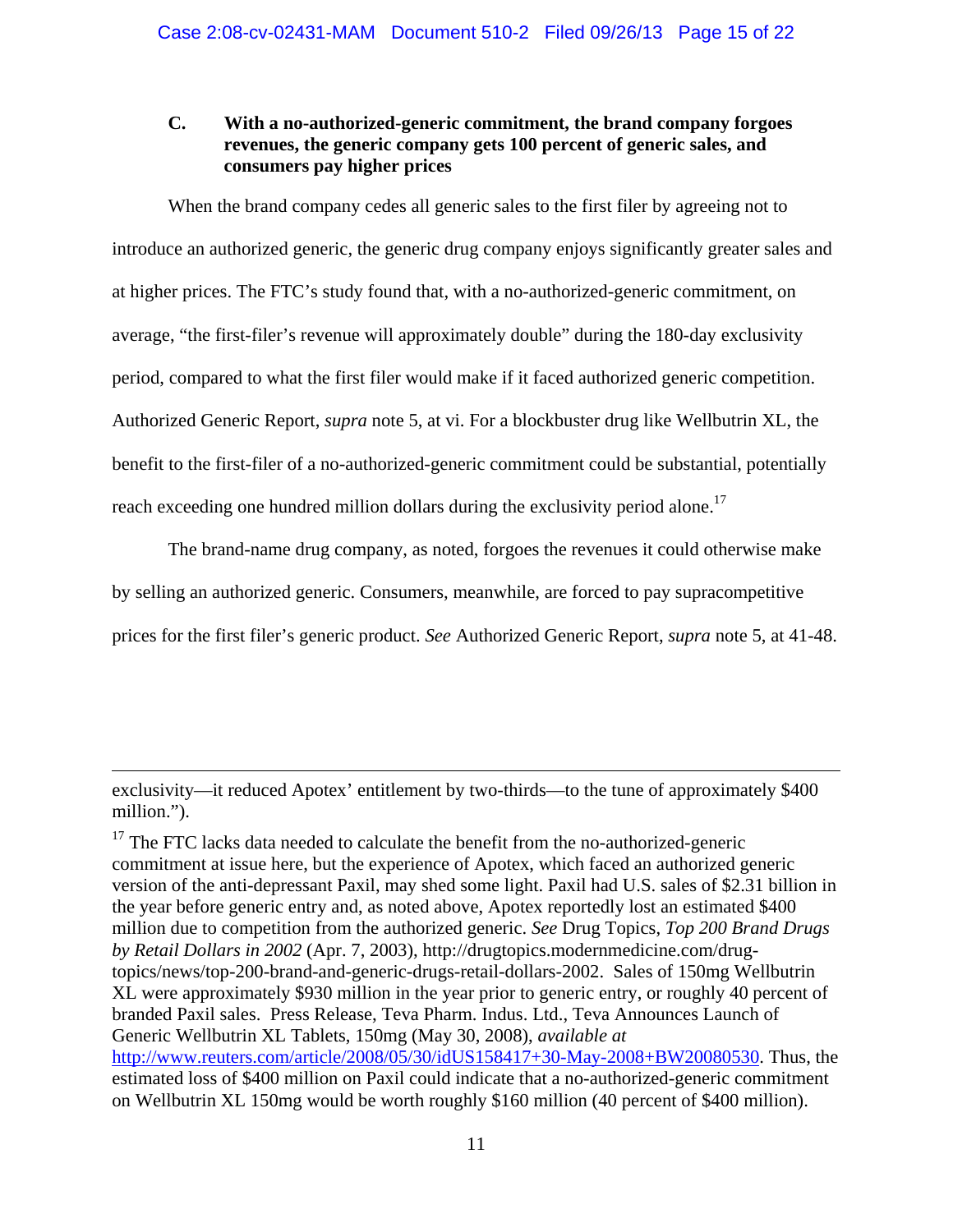### C. With a no-authorized-generic commitment, the brand company forgoes revenues, the generic company gets 100 percent of generic sales, and consumers pay higher prices

When the brand company cedes all generic sales to the first filer by agreeing not to introduce an authorized generic, the generic drug company enjoys significantly greater sales and at higher prices. The FTC's study found that, with a no-authorized-generic commitment, on average, "the first-filer's revenue will approximately double" during the 180-day exclusivity period, compared to what the first filer would make if it faced authorized generic competition. Authorized Generic Report, *supra* note 5, at vi. For a blockbuster drug like Wellbutrin XL, the benefit to the first-filer of a no-authorized-generic commitment could be substantial, potentially reach exceeding one hundred million dollars during the exclusivity period alone.[17]

The brand-name drug company, as noted, forgoes the revenues it could otherwise make by selling an authorized generic. Consumers, meanwhile, are forced to pay supracompetitive prices for the first filer's generic product. *See* Authorized Generic Report, *supra* note 5, at 41-48.

---

exclusivity—it reduced Apotex' entitlement by two-thirds—to the tune of approximately $400 million.").

[17] The FTC lacks data needed to calculate the benefit from the no-authorized-generic commitment at issue here, but the experience of Apotex, which faced an authorized generic version of the anti-depressant Paxil, may shed some light. Paxil had U.S. sales of $2.31 billion in the year before generic entry and, as noted above, Apotex reportedly lost an estimated $400 million due to competition from the authorized generic. *See* Drug Topics, *Top 200 Brand Drugs by Retail Dollars in 2002* (Apr. 7, 2003), http://drugtopics.modernmedicine.com/drug-topics/news/top-200-brand-and-generic-drugs-retail-dollars-2002. Sales of 150mg Wellbutrin XL were approximately $930 million in the year prior to generic entry, or roughly 40 percent of branded Paxil sales. Press Release, Teva Pharm. Indus. Ltd., Teva Announces Launch of Generic Wellbutrin XL Tablets, 150mg (May 30, 2008), *available at* http://www.reuters.com/article/2008/05/30/idUS158417+30-May-2008+BW20080530. Thus, the estimated loss of $400 million on Paxil could indicate that a no-authorized-generic commitment on Wellbutrin XL 150mg would be worth roughly $160 million (40 percent of $400 million).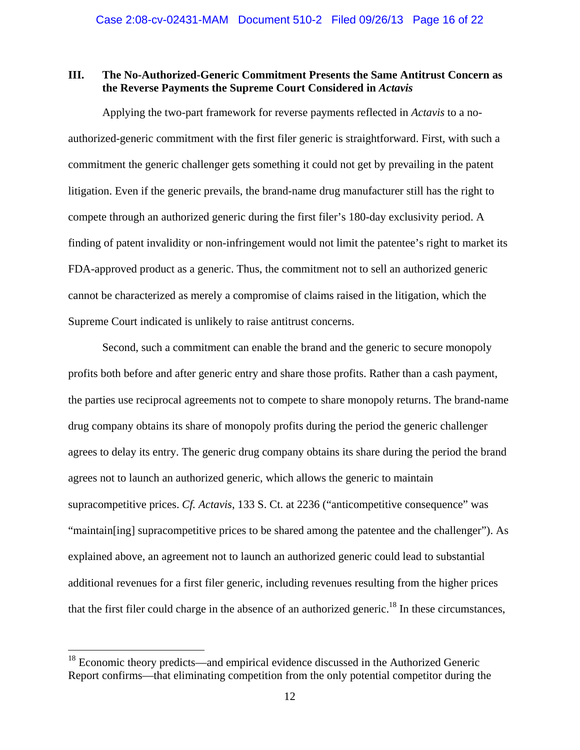## III. The No-Authorized-Generic Commitment Presents the Same Antitrust Concern as the Reverse Payments the Supreme Court Considered in *Actavis*

Applying the two-part framework for reverse payments reflected in *Actavis* to a no-authorized-generic commitment with the first filer generic is straightforward. First, with such a commitment the generic challenger gets something it could not get by prevailing in the patent litigation. Even if the generic prevails, the brand-name drug manufacturer still has the right to compete through an authorized generic during the first filer's 180-day exclusivity period. A finding of patent invalidity or non-infringement would not limit the patentee's right to market its FDA-approved product as a generic. Thus, the commitment not to sell an authorized generic cannot be characterized as merely a compromise of claims raised in the litigation, which the Supreme Court indicated is unlikely to raise antitrust concerns.

Second, such a commitment can enable the brand and the generic to secure monopoly profits both before and after generic entry and share those profits. Rather than a cash payment, the parties use reciprocal agreements not to compete to share monopoly returns. The brand-name drug company obtains its share of monopoly profits during the period the generic challenger agrees to delay its entry. The generic drug company obtains its share during the period the brand agrees not to launch an authorized generic, which allows the generic to maintain supracompetitive prices. *Cf. Actavis*, 133 S. Ct. at 2236 ("anticompetitive consequence" was "maintain[ing] supracompetitive prices to be shared among the patentee and the challenger"). As explained above, an agreement not to launch an authorized generic could lead to substantial additional revenues for a first filer generic, including revenues resulting from the higher prices that the first filer could charge in the absence of an authorized generic.[18] In these circumstances,

[18] Economic theory predicts—and empirical evidence discussed in the Authorized Generic Report confirms—that eliminating competition from the only potential competitor during the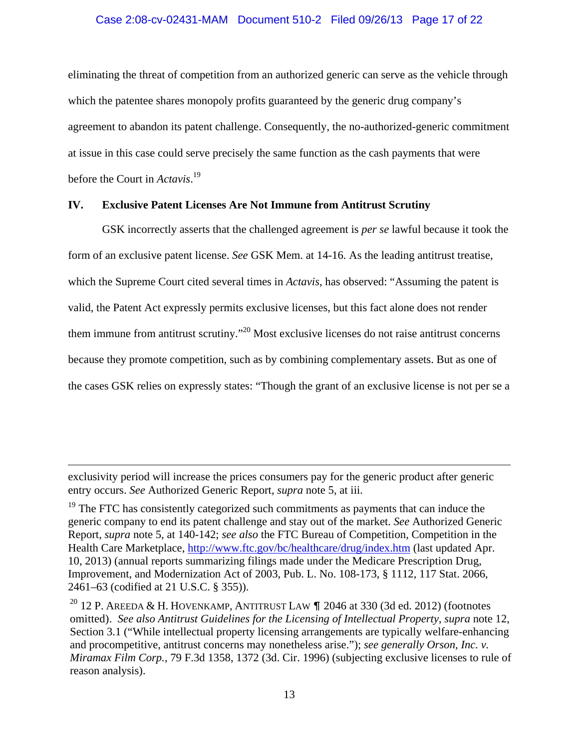eliminating the threat of competition from an authorized generic can serve as the vehicle through which the patentee shares monopoly profits guaranteed by the generic drug company's agreement to abandon its patent challenge. Consequently, the no-authorized-generic commitment at issue in this case could serve precisely the same function as the cash payments that were before the Court in *Actavis*.[19]

## IV. Exclusive Patent Licenses Are Not Immune from Antitrust Scrutiny

GSK incorrectly asserts that the challenged agreement is *per se* lawful because it took the form of an exclusive patent license. *See* GSK Mem. at 14-16. As the leading antitrust treatise, which the Supreme Court cited several times in *Actavis*, has observed: "Assuming the patent is valid, the Patent Act expressly permits exclusive licenses, but this fact alone does not render them immune from antitrust scrutiny."[20] Most exclusive licenses do not raise antitrust concerns because they promote competition, such as by combining complementary assets. But as one of the cases GSK relies on expressly states: "Though the grant of an exclusive license is not per se a

---

exclusivity period will increase the prices consumers pay for the generic product after generic entry occurs. *See* Authorized Generic Report, *supra* note 5, at iii.

[19] The FTC has consistently categorized such commitments as payments that can induce the generic company to end its patent challenge and stay out of the market. *See* Authorized Generic Report, *supra* note 5, at 140-142; *see also* the FTC Bureau of Competition, Competition in the Health Care Marketplace, http://www.ftc.gov/bc/healthcare/drug/index.htm (last updated Apr. 10, 2013) (annual reports summarizing filings made under the Medicare Prescription Drug, Improvement, and Modernization Act of 2003, Pub. L. No. 108-173, § 1112, 117 Stat. 2066, 2461–63 (codified at 21 U.S.C. § 355)).

[20] 12 P. Areeda & H. Hovenkamp, Antitrust Law ¶ 2046 at 330 (3d ed. 2012) (footnotes omitted). *See also Antitrust Guidelines for the Licensing of Intellectual Property*, *supra* note 12, Section 3.1 ("While intellectual property licensing arrangements are typically welfare-enhancing and procompetitive, antitrust concerns may nonetheless arise."); *see generally Orson, Inc. v. Miramax Film Corp.*, 79 F.3d 1358, 1372 (3d. Cir. 1996) (subjecting exclusive licenses to rule of reason analysis).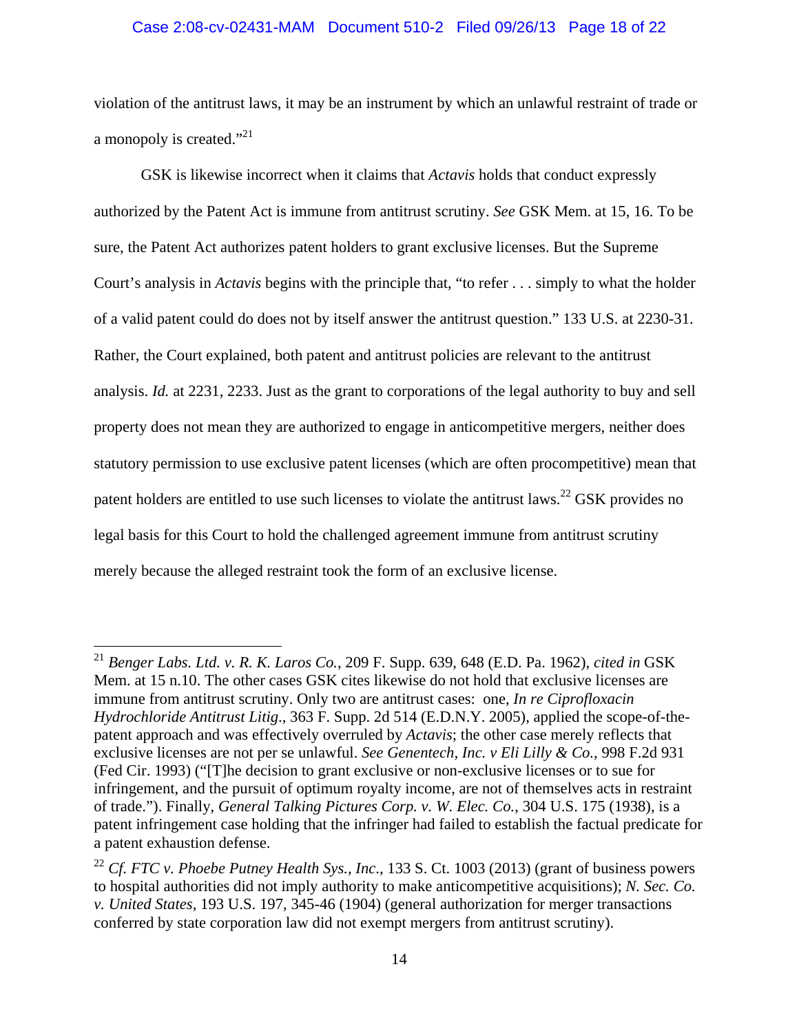violation of the antitrust laws, it may be an instrument by which an unlawful restraint of trade or a monopoly is created."[21]

GSK is likewise incorrect when it claims that *Actavis* holds that conduct expressly authorized by the Patent Act is immune from antitrust scrutiny. *See* GSK Mem. at 15, 16. To be sure, the Patent Act authorizes patent holders to grant exclusive licenses. But the Supreme Court's analysis in *Actavis* begins with the principle that, "to refer . . . simply to what the holder of a valid patent could do does not by itself answer the antitrust question." 133 U.S. at 2230-31. Rather, the Court explained, both patent and antitrust policies are relevant to the antitrust analysis. *Id.* at 2231, 2233. Just as the grant to corporations of the legal authority to buy and sell property does not mean they are authorized to engage in anticompetitive mergers, neither does statutory permission to use exclusive patent licenses (which are often procompetitive) mean that patent holders are entitled to use such licenses to violate the antitrust laws.[22] GSK provides no legal basis for this Court to hold the challenged agreement immune from antitrust scrutiny merely because the alleged restraint took the form of an exclusive license.

---

[21] *Benger Labs. Ltd. v. R. K. Laros Co.*, 209 F. Supp. 639, 648 (E.D. Pa. 1962), *cited in* GSK Mem. at 15 n.10. The other cases GSK cites likewise do not hold that exclusive licenses are immune from antitrust scrutiny. Only two are antitrust cases: one, *In re Ciprofloxacin Hydrochloride Antitrust Litig*., 363 F. Supp. 2d 514 (E.D.N.Y. 2005), applied the scope-of-the-patent approach and was effectively overruled by *Actavis*; the other case merely reflects that exclusive licenses are not per se unlawful. *See Genentech, Inc. v Eli Lilly & Co.*, 998 F.2d 931 (Fed Cir. 1993) ("[T]he decision to grant exclusive or non-exclusive licenses or to sue for infringement, and the pursuit of optimum royalty income, are not of themselves acts in restraint of trade."). Finally, *General Talking Pictures Corp. v. W. Elec. Co.*, 304 U.S. 175 (1938), is a patent infringement case holding that the infringer had failed to establish the factual predicate for a patent exhaustion defense.

[22] *Cf. FTC v. Phoebe Putney Health Sys., Inc*., 133 S. Ct. 1003 (2013) (grant of business powers to hospital authorities did not imply authority to make anticompetitive acquisitions); *N. Sec. Co. v. United States*, 193 U.S. 197, 345-46 (1904) (general authorization for merger transactions conferred by state corporation law did not exempt mergers from antitrust scrutiny).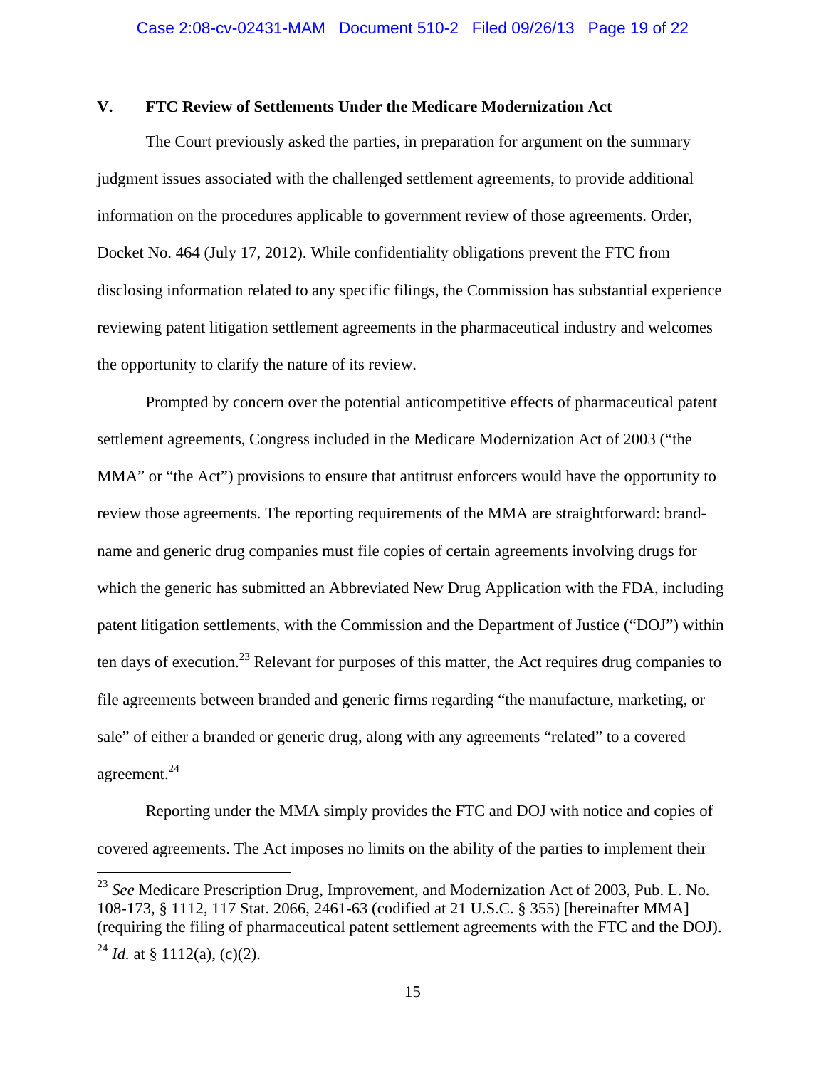## V. FTC Review of Settlements Under the Medicare Modernization Act

The Court previously asked the parties, in preparation for argument on the summary judgment issues associated with the challenged settlement agreements, to provide additional information on the procedures applicable to government review of those agreements. Order, Docket No. 464 (July 17, 2012). While confidentiality obligations prevent the FTC from disclosing information related to any specific filings, the Commission has substantial experience reviewing patent litigation settlement agreements in the pharmaceutical industry and welcomes the opportunity to clarify the nature of its review.

Prompted by concern over the potential anticompetitive effects of pharmaceutical patent settlement agreements, Congress included in the Medicare Modernization Act of 2003 ("the MMA" or "the Act") provisions to ensure that antitrust enforcers would have the opportunity to review those agreements. The reporting requirements of the MMA are straightforward: brand-name and generic drug companies must file copies of certain agreements involving drugs for which the generic has submitted an Abbreviated New Drug Application with the FDA, including patent litigation settlements, with the Commission and the Department of Justice ("DOJ") within ten days of execution.[23] Relevant for purposes of this matter, the Act requires drug companies to file agreements between branded and generic firms regarding "the manufacture, marketing, or sale" of either a branded or generic drug, along with any agreements "related" to a covered agreement.[24]

Reporting under the MMA simply provides the FTC and DOJ with notice and copies of covered agreements. The Act imposes no limits on the ability of the parties to implement their

---

[23] *See* Medicare Prescription Drug, Improvement, and Modernization Act of 2003, Pub. L. No. 108-173, § 1112, 117 Stat. 2066, 2461-63 (codified at 21 U.S.C. § 355) [hereinafter MMA] (requiring the filing of pharmaceutical patent settlement agreements with the FTC and the DOJ).

[24] *Id.* at § 1112(a), (c)(2).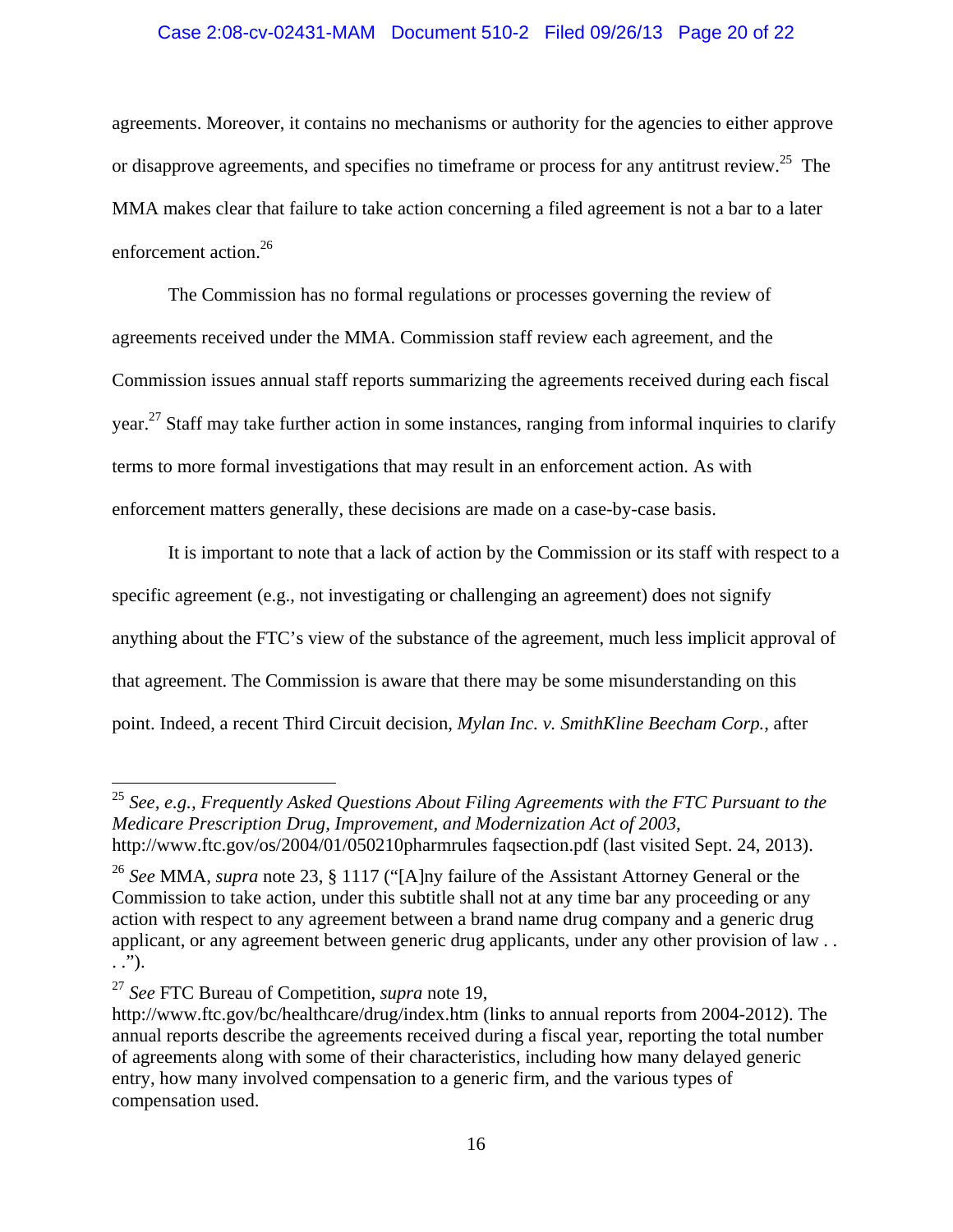agreements. Moreover, it contains no mechanisms or authority for the agencies to either approve or disapprove agreements, and specifies no timeframe or process for any antitrust review.[25] The MMA makes clear that failure to take action concerning a filed agreement is not a bar to a later enforcement action.[26]

The Commission has no formal regulations or processes governing the review of agreements received under the MMA. Commission staff review each agreement, and the Commission issues annual staff reports summarizing the agreements received during each fiscal year.[27] Staff may take further action in some instances, ranging from informal inquiries to clarify terms to more formal investigations that may result in an enforcement action. As with enforcement matters generally, these decisions are made on a case-by-case basis.

It is important to note that a lack of action by the Commission or its staff with respect to a specific agreement (e.g., not investigating or challenging an agreement) does not signify anything about the FTC's view of the substance of the agreement, much less implicit approval of that agreement. The Commission is aware that there may be some misunderstanding on this point. Indeed, a recent Third Circuit decision, *Mylan Inc. v. SmithKline Beecham Corp.*, after

---

[25] *See, e.g.*, *Frequently Asked Questions About Filing Agreements with the FTC Pursuant to the Medicare Prescription Drug, Improvement, and Modernization Act of 2003*, http://www.ftc.gov/os/2004/01/050210pharmrules faqsection.pdf (last visited Sept. 24, 2013).

[26] *See* MMA, *supra* note 23, § 1117 ("[A]ny failure of the Assistant Attorney General or the Commission to take action, under this subtitle shall not at any time bar any proceeding or any action with respect to any agreement between a brand name drug company and a generic drug applicant, or any agreement between generic drug applicants, under any other provision of law . . . .").

[27] *See* FTC Bureau of Competition, *supra* note 19, http://www.ftc.gov/bc/healthcare/drug/index.htm (links to annual reports from 2004-2012). The annual reports describe the agreements received during a fiscal year, reporting the total number of agreements along with some of their characteristics, including how many delayed generic entry, how many involved compensation to a generic firm, and the various types of compensation used.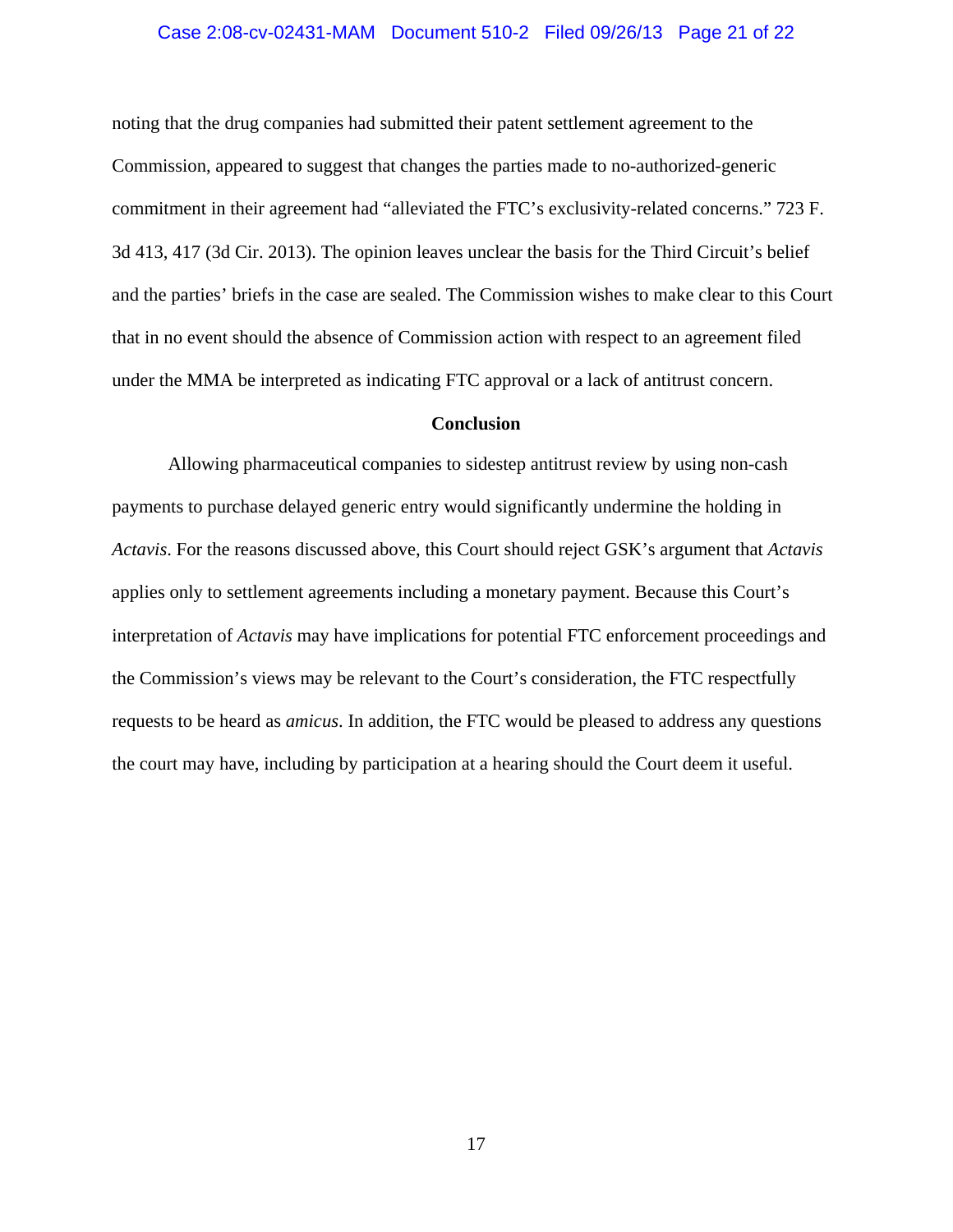noting that the drug companies had submitted their patent settlement agreement to the Commission, appeared to suggest that changes the parties made to no-authorized-generic commitment in their agreement had "alleviated the FTC's exclusivity-related concerns." 723 F. 3d 413, 417 (3d Cir. 2013). The opinion leaves unclear the basis for the Third Circuit's belief and the parties' briefs in the case are sealed. The Commission wishes to make clear to this Court that in no event should the absence of Commission action with respect to an agreement filed under the MMA be interpreted as indicating FTC approval or a lack of antitrust concern.

**Conclusion**

Allowing pharmaceutical companies to sidestep antitrust review by using non-cash payments to purchase delayed generic entry would significantly undermine the holding in *Actavis*. For the reasons discussed above, this Court should reject GSK's argument that *Actavis* applies only to settlement agreements including a monetary payment. Because this Court's interpretation of *Actavis* may have implications for potential FTC enforcement proceedings and the Commission's views may be relevant to the Court's consideration, the FTC respectfully requests to be heard as *amicus*. In addition, the FTC would be pleased to address any questions the court may have, including by participation at a hearing should the Court deem it useful.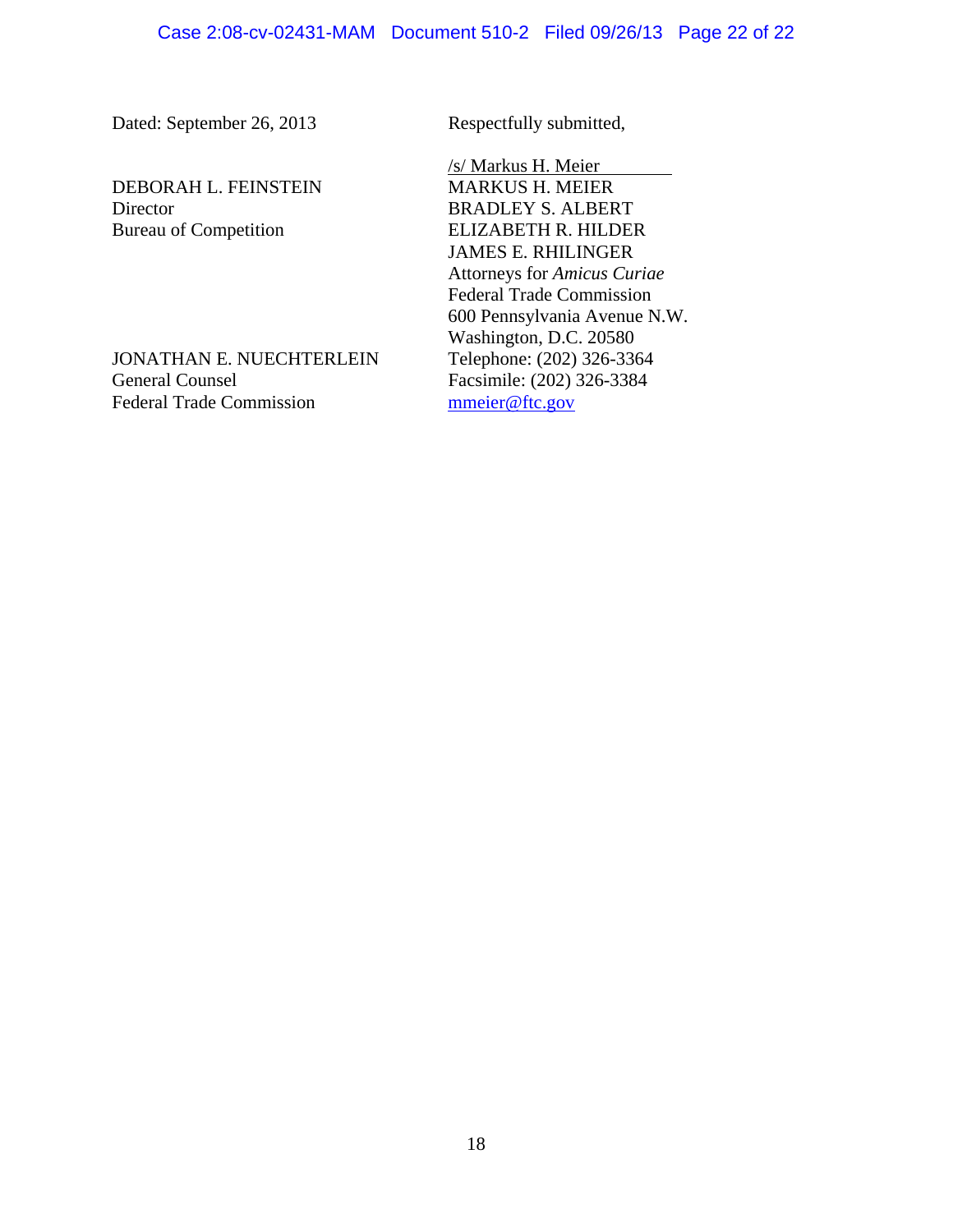Dated: September 26, 2013

Respectfully submitted,

/s/ Markus H. Meier
MARKUS H. MEIER
BRADLEY S. ALBERT
ELIZABETH R. HILDER
JAMES E. RHILINGER
Attorneys for *Amicus Curiae*
Federal Trade Commission
600 Pennsylvania Avenue N.W.
Washington, D.C. 20580
Telephone: (202) 326-3364
Facsimile: (202) 326-3384
mmeier@ftc.gov

DEBORAH L. FEINSTEIN
Director
Bureau of Competition

JONATHAN E. NUECHTERLEIN
General Counsel
Federal Trade Commission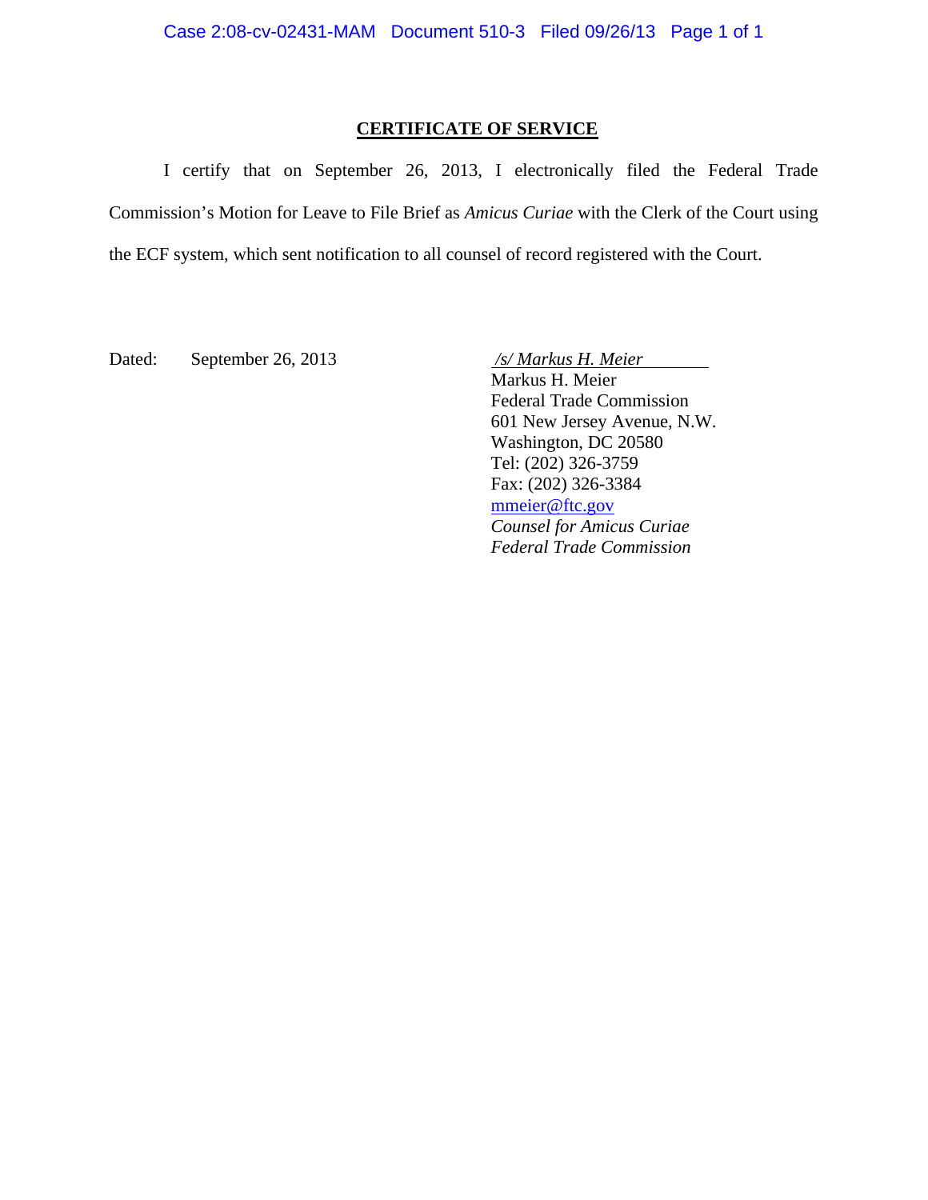# CERTIFICATE OF SERVICE

I certify that on September 26, 2013, I electronically filed the Federal Trade Commission's Motion for Leave to File Brief as *Amicus Curiae* with the Clerk of the Court using the ECF system, which sent notification to all counsel of record registered with the Court.

Dated: September 26, 2013

*/s/ Markus H. Meier*
Markus H. Meier
Federal Trade Commission
601 New Jersey Avenue, N.W.
Washington, DC 20580
Tel: (202) 326-3759
Fax: (202) 326-3384
mmeier@ftc.gov
*Counsel for Amicus Curiae*
*Federal Trade Commission*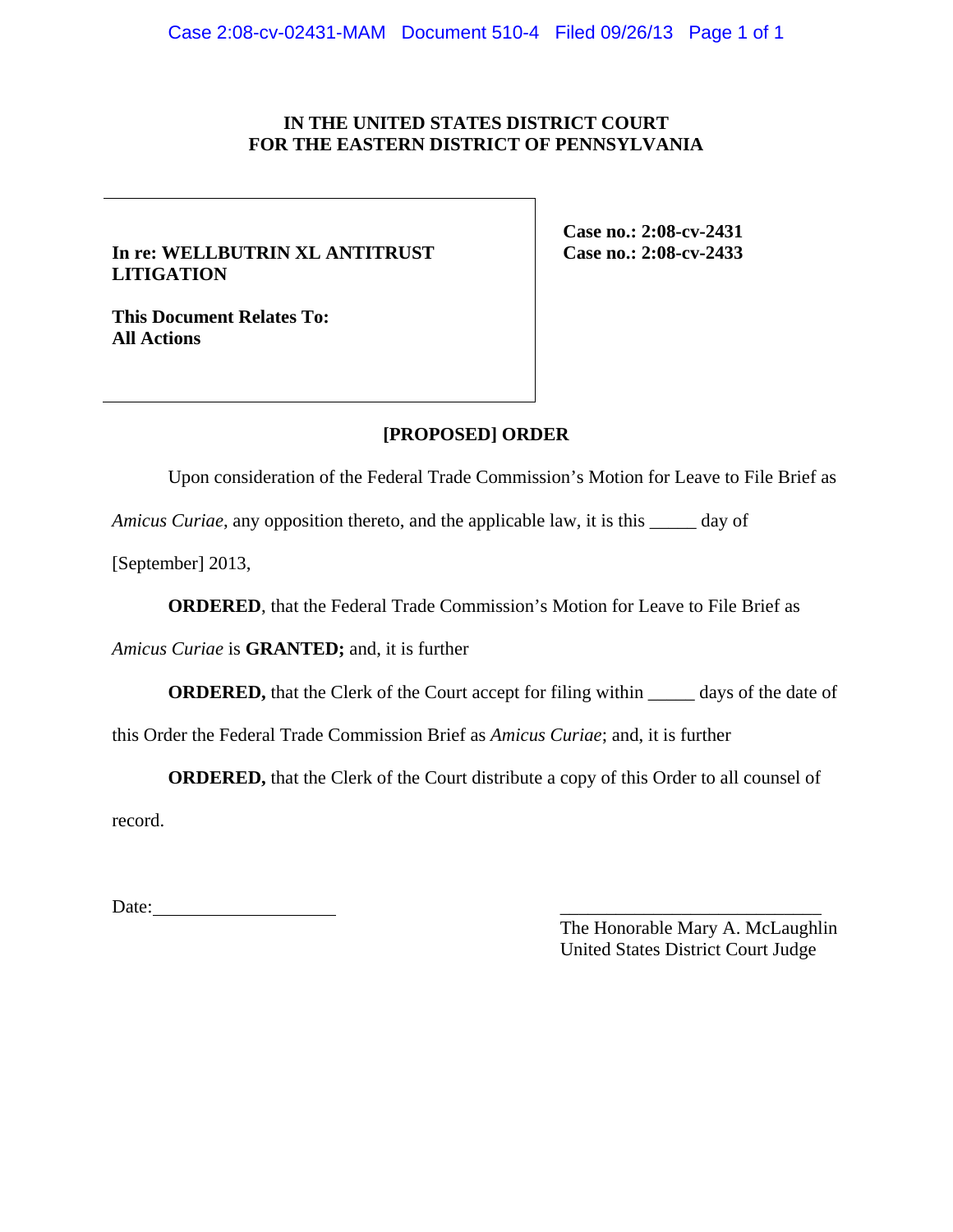**IN THE UNITED STATES DISTRICT COURT**
**FOR THE EASTERN DISTRICT OF PENNSYLVANIA**

| | |
|---|---|
| **In re: WELLBUTRIN XL ANTITRUST LITIGATION**<br><br>**This Document Relates To:**<br>**All Actions** | **Case no.: 2:08-cv-2431**<br>**Case no.: 2:08-cv-2433** |

## [PROPOSED] ORDER

Upon consideration of the Federal Trade Commission's Motion for Leave to File Brief as *Amicus Curiae*, any opposition thereto, and the applicable law, it is this _____ day of [September] 2013,

**ORDERED**, that the Federal Trade Commission's Motion for Leave to File Brief as *Amicus Curiae* is **GRANTED;** and, it is further

**ORDERED,** that the Clerk of the Court accept for filing within _____ days of the date of this Order the Federal Trade Commission Brief as *Amicus Curiae*; and, it is further

**ORDERED,** that the Clerk of the Court distribute a copy of this Order to all counsel of record.

Date:____________________

____________________________
The Honorable Mary A. McLaughlin
United States District Court Judge